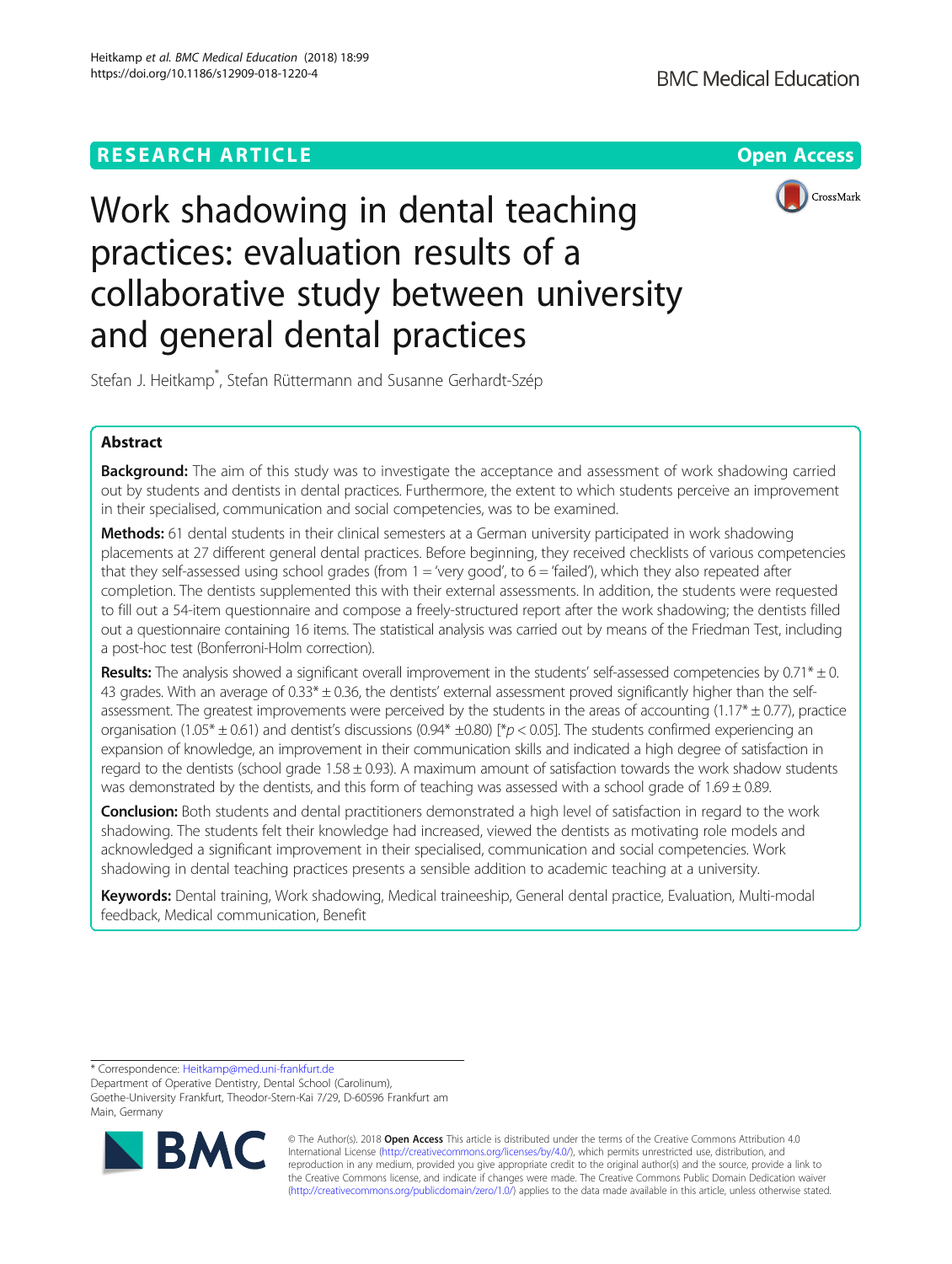RESEARCH ARTICLE

Open Access

# Work shadowing in dental teaching practices: evaluation results of a collaborative study between university and general dental practices

Stefan J. Heitkamp*, Stefan Rüttermann and Susanne Gerhardt-Szép

## Abstract

**Background:** The aim of this study was to investigate the acceptance and assessment of work shadowing carried out by students and dentists in dental practices. Furthermore, the extent to which students perceive an improvement in their specialised, communication and social competencies, was to be examined.

**Methods:** 61 dental students in their clinical semesters at a German university participated in work shadowing placements at 27 different general dental practices. Before beginning, they received checklists of various competencies that they self-assessed using school grades (from 1 = 'very good', to 6 = 'failed'), which they also repeated after completion. The dentists supplemented this with their external assessments. In addition, the students were requested to fill out a 54-item questionnaire and compose a freely-structured report after the work shadowing; the dentists filled out a questionnaire containing 16 items. The statistical analysis was carried out by means of the Friedman Test, including a post-hoc test (Bonferroni-Holm correction).

**Results:** The analysis showed a significant overall improvement in the students' self-assessed competencies by 0.71* ± 0.43 grades. With an average of 0.33* ± 0.36, the dentists' external assessment proved significantly higher than the self-assessment. The greatest improvements were perceived by the students in the areas of accounting (1.17* ± 0.77), practice organisation (1.05* ± 0.61) and dentist's discussions (0.94* ±0.80) [*$p < 0.05$]. The students confirmed experiencing an expansion of knowledge, an improvement in their communication skills and indicated a high degree of satisfaction in regard to the dentists (school grade 1.58 ± 0.93). A maximum amount of satisfaction towards the work shadow students was demonstrated by the dentists, and this form of teaching was assessed with a school grade of 1.69 ± 0.89.

**Conclusion:** Both students and dental practitioners demonstrated a high level of satisfaction in regard to the work shadowing. The students felt their knowledge had increased, viewed the dentists as motivating role models and acknowledged a significant improvement in their specialised, communication and social competencies. Work shadowing in dental teaching practices presents a sensible addition to academic teaching at a university.

**Keywords:** Dental training, Work shadowing, Medical traineeship, General dental practice, Evaluation, Multi-modal feedback, Medical communication, Benefit

---

* Correspondence: Heitkamp@med.uni-frankfurt.de
Department of Operative Dentistry, Dental School (Carolinum), Goethe-University Frankfurt, Theodor-Stern-Kai 7/29, D-60596 Frankfurt am Main, Germany

© The Author(s). 2018 **Open Access** This article is distributed under the terms of the Creative Commons Attribution 4.0 International License (http://creativecommons.org/licenses/by/4.0/), which permits unrestricted use, distribution, and reproduction in any medium, provided you give appropriate credit to the original author(s) and the source, provide a link to the Creative Commons license, and indicate if changes were made. The Creative Commons Public Domain Dedication waiver (http://creativecommons.org/publicdomain/zero/1.0/) applies to the data made available in this article, unless otherwise stated.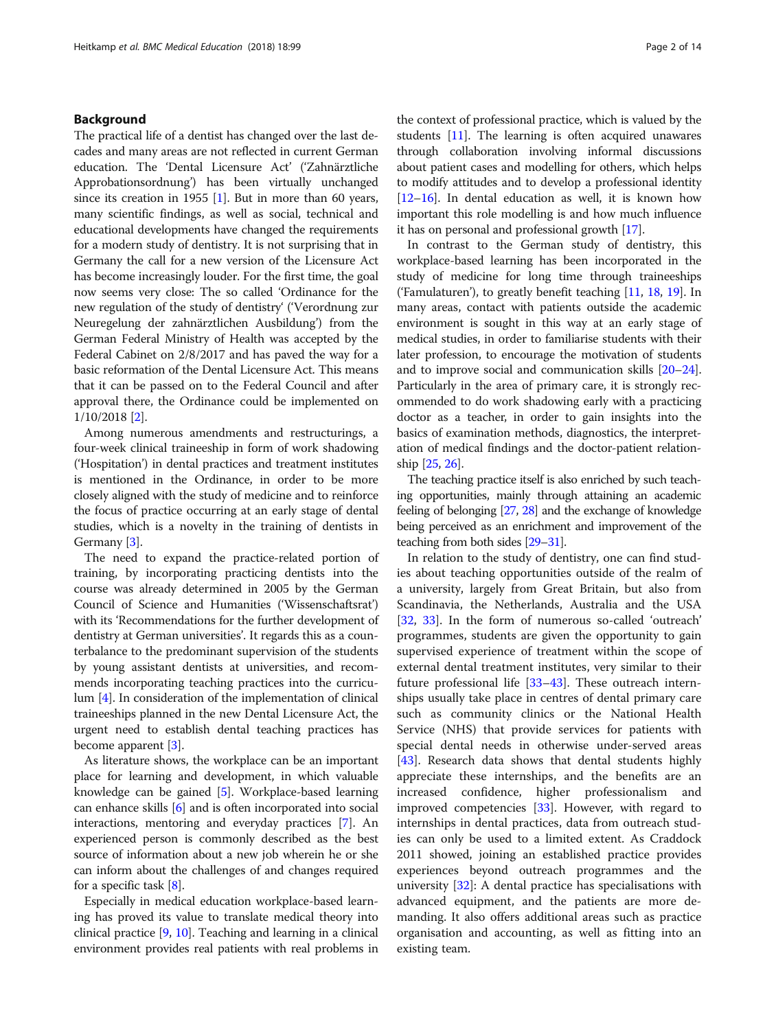## Background

The practical life of a dentist has changed over the last decades and many areas are not reflected in current German education. The 'Dental Licensure Act' ('Zahnärztliche Approbationsordnung') has been virtually unchanged since its creation in 1955 [1]. But in more than 60 years, many scientific findings, as well as social, technical and educational developments have changed the requirements for a modern study of dentistry. It is not surprising that in Germany the call for a new version of the Licensure Act has become increasingly louder. For the first time, the goal now seems very close: The so called 'Ordinance for the new regulation of the study of dentistry' ('Verordnung zur Neuregelung der zahnärztlichen Ausbildung') from the German Federal Ministry of Health was accepted by the Federal Cabinet on 2/8/2017 and has paved the way for a basic reformation of the Dental Licensure Act. This means that it can be passed on to the Federal Council and after approval there, the Ordinance could be implemented on 1/10/2018 [2].

Among numerous amendments and restructurings, a four-week clinical traineeship in form of work shadowing ('Hospitation') in dental practices and treatment institutes is mentioned in the Ordinance, in order to be more closely aligned with the study of medicine and to reinforce the focus of practice occurring at an early stage of dental studies, which is a novelty in the training of dentists in Germany [3].

The need to expand the practice-related portion of training, by incorporating practicing dentists into the course was already determined in 2005 by the German Council of Science and Humanities ('Wissenschaftsrat') with its 'Recommendations for the further development of dentistry at German universities'. It regards this as a counterbalance to the predominant supervision of the students by young assistant dentists at universities, and recommends incorporating teaching practices into the curriculum [4]. In consideration of the implementation of clinical traineeships planned in the new Dental Licensure Act, the urgent need to establish dental teaching practices has become apparent [3].

As literature shows, the workplace can be an important place for learning and development, in which valuable knowledge can be gained [5]. Workplace-based learning can enhance skills [6] and is often incorporated into social interactions, mentoring and everyday practices [7]. An experienced person is commonly described as the best source of information about a new job wherein he or she can inform about the challenges of and changes required for a specific task [8].

Especially in medical education workplace-based learning has proved its value to translate medical theory into clinical practice [9, 10]. Teaching and learning in a clinical environment provides real patients with real problems in the context of professional practice, which is valued by the students [11]. The learning is often acquired unawares through collaboration involving informal discussions about patient cases and modelling for others, which helps to modify attitudes and to develop a professional identity [12–16]. In dental education as well, it is known how important this role modelling is and how much influence it has on personal and professional growth [17].

In contrast to the German study of dentistry, this workplace-based learning has been incorporated in the study of medicine for long time through traineeships ('Famulaturen'), to greatly benefit teaching [11, 18, 19]. In many areas, contact with patients outside the academic environment is sought in this way at an early stage of medical studies, in order to familiarise students with their later profession, to encourage the motivation of students and to improve social and communication skills [20–24]. Particularly in the area of primary care, it is strongly recommended to do work shadowing early with a practicing doctor as a teacher, in order to gain insights into the basics of examination methods, diagnostics, the interpretation of medical findings and the doctor-patient relationship [25, 26].

The teaching practice itself is also enriched by such teaching opportunities, mainly through attaining an academic feeling of belonging [27, 28] and the exchange of knowledge being perceived as an enrichment and improvement of the teaching from both sides [29–31].

In relation to the study of dentistry, one can find studies about teaching opportunities outside of the realm of a university, largely from Great Britain, but also from Scandinavia, the Netherlands, Australia and the USA [32, 33]. In the form of numerous so-called 'outreach' programmes, students are given the opportunity to gain supervised experience of treatment within the scope of external dental treatment institutes, very similar to their future professional life [33–43]. These outreach internships usually take place in centres of dental primary care such as community clinics or the National Health Service (NHS) that provide services for patients with special dental needs in otherwise under-served areas [43]. Research data shows that dental students highly appreciate these internships, and the benefits are an increased confidence, higher professionalism and improved competencies [33]. However, with regard to internships in dental practices, data from outreach studies can only be used to a limited extent. As Craddock 2011 showed, joining an established practice provides experiences beyond outreach programmes and the university [32]: A dental practice has specialisations with advanced equipment, and the patients are more demanding. It also offers additional areas such as practice organisation and accounting, as well as fitting into an existing team.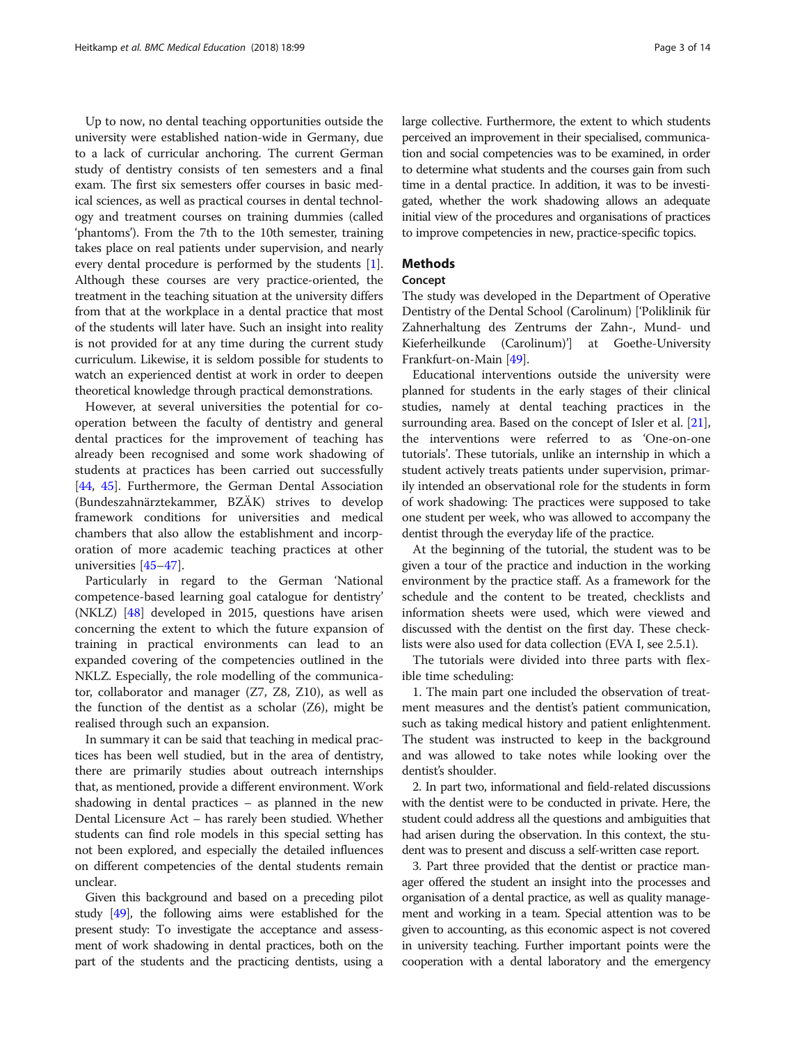Up to now, no dental teaching opportunities outside the university were established nation-wide in Germany, due to a lack of curricular anchoring. The current German study of dentistry consists of ten semesters and a final exam. The first six semesters offer courses in basic medical sciences, as well as practical courses in dental technology and treatment courses on training dummies (called 'phantoms'). From the 7th to the 10th semester, training takes place on real patients under supervision, and nearly every dental procedure is performed by the students [1]. Although these courses are very practice-oriented, the treatment in the teaching situation at the university differs from that at the workplace in a dental practice that most of the students will later have. Such an insight into reality is not provided for at any time during the current study curriculum. Likewise, it is seldom possible for students to watch an experienced dentist at work in order to deepen theoretical knowledge through practical demonstrations.

However, at several universities the potential for co-operation between the faculty of dentistry and general dental practices for the improvement of teaching has already been recognised and some work shadowing of students at practices has been carried out successfully [44, 45]. Furthermore, the German Dental Association (Bundeszahnärztekammer, BZÄK) strives to develop framework conditions for universities and medical chambers that also allow the establishment and incorporation of more academic teaching practices at other universities [45–47].

Particularly in regard to the German 'National competence-based learning goal catalogue for dentistry' (NKLZ) [48] developed in 2015, questions have arisen concerning the extent to which the future expansion of training in practical environments can lead to an expanded covering of the competencies outlined in the NKLZ. Especially, the role modelling of the communicator, collaborator and manager (Z7, Z8, Z10), as well as the function of the dentist as a scholar (Z6), might be realised through such an expansion.

In summary it can be said that teaching in medical practices has been well studied, but in the area of dentistry, there are primarily studies about outreach internships that, as mentioned, provide a different environment. Work shadowing in dental practices – as planned in the new Dental Licensure Act – has rarely been studied. Whether students can find role models in this special setting has not been explored, and especially the detailed influences on different competencies of the dental students remain unclear.

Given this background and based on a preceding pilot study [49], the following aims were established for the present study: To investigate the acceptance and assessment of work shadowing in dental practices, both on the part of the students and the practicing dentists, using a large collective. Furthermore, the extent to which students perceived an improvement in their specialised, communication and social competencies was to be examined, in order to determine what students and the courses gain from such time in a dental practice. In addition, it was to be investigated, whether the work shadowing allows an adequate initial view of the procedures and organisations of practices to improve competencies in new, practice-specific topics.

## Methods

### Concept

The study was developed in the Department of Operative Dentistry of the Dental School (Carolinum) ['Poliklinik für Zahnerhaltung des Zentrums der Zahn-, Mund- und Kieferheilkunde (Carolinum)'] at Goethe-University Frankfurt-on-Main [49].

Educational interventions outside the university were planned for students in the early stages of their clinical studies, namely at dental teaching practices in the surrounding area. Based on the concept of Isler et al. [21], the interventions were referred to as 'One-on-one tutorials'. These tutorials, unlike an internship in which a student actively treats patients under supervision, primarily intended an observational role for the students in form of work shadowing: The practices were supposed to take one student per week, who was allowed to accompany the dentist through the everyday life of the practice.

At the beginning of the tutorial, the student was to be given a tour of the practice and induction in the working environment by the practice staff. As a framework for the schedule and the content to be treated, checklists and information sheets were used, which were viewed and discussed with the dentist on the first day. These checklists were also used for data collection (EVA I, see 2.5.1).

The tutorials were divided into three parts with flexible time scheduling:

1. The main part one included the observation of treatment measures and the dentist's patient communication, such as taking medical history and patient enlightenment. The student was instructed to keep in the background and was allowed to take notes while looking over the dentist's shoulder.

2. In part two, informational and field-related discussions with the dentist were to be conducted in private. Here, the student could address all the questions and ambiguities that had arisen during the observation. In this context, the student was to present and discuss a self-written case report.

3. Part three provided that the dentist or practice manager offered the student an insight into the processes and organisation of a dental practice, as well as quality management and working in a team. Special attention was to be given to accounting, as this economic aspect is not covered in university teaching. Further important points were the cooperation with a dental laboratory and the emergency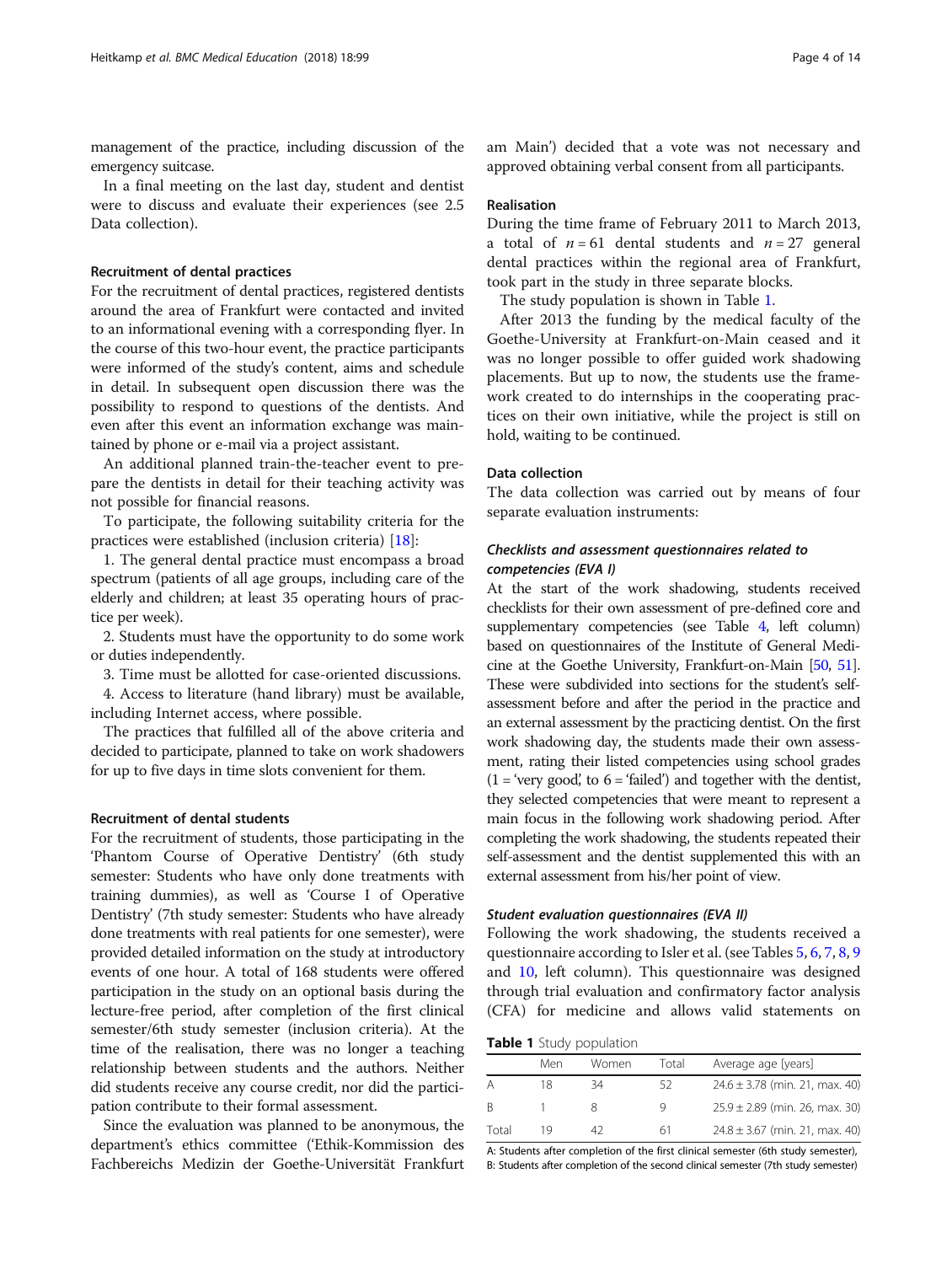management of the practice, including discussion of the emergency suitcase.

In a final meeting on the last day, student and dentist were to discuss and evaluate their experiences (see 2.5 Data collection).

### Recruitment of dental practices

For the recruitment of dental practices, registered dentists around the area of Frankfurt were contacted and invited to an informational evening with a corresponding flyer. In the course of this two-hour event, the practice participants were informed of the study's content, aims and schedule in detail. In subsequent open discussion there was the possibility to respond to questions of the dentists. And even after this event an information exchange was maintained by phone or e-mail via a project assistant.

An additional planned train-the-teacher event to prepare the dentists in detail for their teaching activity was not possible for financial reasons.

To participate, the following suitability criteria for the practices were established (inclusion criteria) [18]:

1. The general dental practice must encompass a broad spectrum (patients of all age groups, including care of the elderly and children; at least 35 operating hours of practice per week).
2. Students must have the opportunity to do some work or duties independently.
3. Time must be allotted for case-oriented discussions.
4. Access to literature (hand library) must be available, including Internet access, where possible.

The practices that fulfilled all of the above criteria and decided to participate, planned to take on work shadowers for up to five days in time slots convenient for them.

### Recruitment of dental students

For the recruitment of students, those participating in the 'Phantom Course of Operative Dentistry' (6th study semester: Students who have only done treatments with training dummies), as well as 'Course I of Operative Dentistry' (7th study semester: Students who have already done treatments with real patients for one semester), were provided detailed information on the study at introductory events of one hour. A total of 168 students were offered participation in the study on an optional basis during the lecture-free period, after completion of the first clinical semester/6th study semester (inclusion criteria). At the time of the realisation, there was no longer a teaching relationship between students and the authors. Neither did students receive any course credit, nor did the participation contribute to their formal assessment.

Since the evaluation was planned to be anonymous, the department's ethics committee ('Ethik-Kommission des Fachbereichs Medizin der Goethe-Universität Frankfurt am Main') decided that a vote was not necessary and approved obtaining verbal consent from all participants.

### Realisation

During the time frame of February 2011 to March 2013, a total of $n = 61$ dental students and $n = 27$ general dental practices within the regional area of Frankfurt, took part in the study in three separate blocks.

The study population is shown in Table 1.

After 2013 the funding by the medical faculty of the Goethe-University at Frankfurt-on-Main ceased and it was no longer possible to offer guided work shadowing placements. But up to now, the students use the framework created to do internships in the cooperating practices on their own initiative, while the project is still on hold, waiting to be continued.

### Data collection

The data collection was carried out by means of four separate evaluation instruments:

#### *Checklists and assessment questionnaires related to competencies (EVA I)*

At the start of the work shadowing, students received checklists for their own assessment of pre-defined core and supplementary competencies (see Table 4, left column) based on questionnaires of the Institute of General Medicine at the Goethe University, Frankfurt-on-Main [50, 51]. These were subdivided into sections for the student's self-assessment before and after the period in the practice and an external assessment by the practicing dentist. On the first work shadowing day, the students made their own assessment, rating their listed competencies using school grades (1 = 'very good,' to 6 = 'failed') and together with the dentist, they selected competencies that were meant to represent a main focus in the following work shadowing period. After completing the work shadowing, the students repeated their self-assessment and the dentist supplemented this with an external assessment from his/her point of view.

#### *Student evaluation questionnaires (EVA II)*

Following the work shadowing, the students received a questionnaire according to Isler et al. (see Tables 5, 6, 7, 8, 9 and 10, left column). This questionnaire was designed through trial evaluation and confirmatory factor analysis (CFA) for medicine and allows valid statements on

**Table 1** Study population

| | Men | Women | Total | Average age [years] |
|---|---|---|---|---|
| A | 18 | 34 | 52 | 24.6 ± 3.78 (min. 21, max. 40) |
| B | 1 | 8 | 9 | 25.9 ± 2.89 (min. 26, max. 30) |
| Total | 19 | 42 | 61 | 24.8 ± 3.67 (min. 21, max. 40) |

A: Students after completion of the first clinical semester (6th study semester), B: Students after completion of the second clinical semester (7th study semester)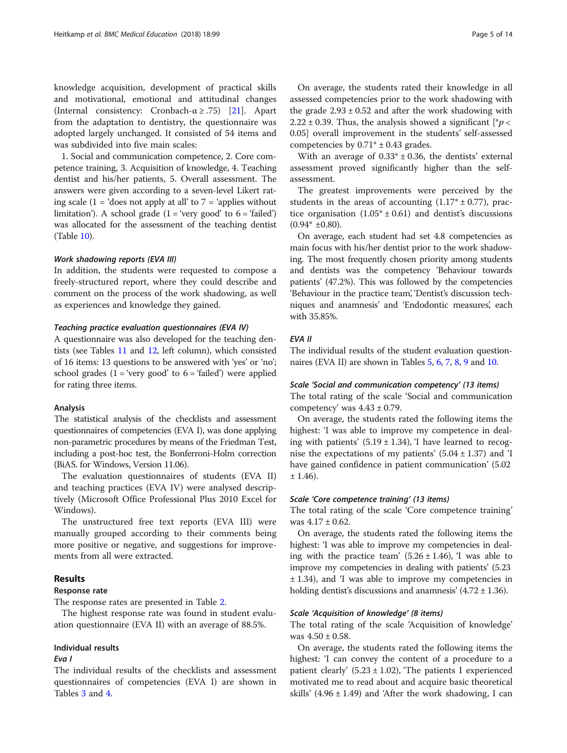knowledge acquisition, development of practical skills and motivational, emotional and attitudinal changes (Internal consistency: Cronbach-α ≥ .75) [21]. Apart from the adaptation to dentistry, the questionnaire was adopted largely unchanged. It consisted of 54 items and was subdivided into five main scales:

1. Social and communication competence, 2. Core competence training, 3. Acquisition of knowledge, 4. Teaching dentist and his/her patients, 5. Overall assessment. The answers were given according to a seven-level Likert rating scale (1 = 'does not apply at all' to 7 = 'applies without limitation'). A school grade (1 = 'very good' to 6 = 'failed') was allocated for the assessment of the teaching dentist (Table 10).

#### *Work shadowing reports (EVA III)*

In addition, the students were requested to compose a freely-structured report, where they could describe and comment on the process of the work shadowing, as well as experiences and knowledge they gained.

#### *Teaching practice evaluation questionnaires (EVA IV)*

A questionnaire was also developed for the teaching dentists (see Tables 11 and 12, left column), which consisted of 16 items: 13 questions to be answered with 'yes' or 'no'; school grades (1 = 'very good' to 6 = 'failed') were applied for rating three items.

### Analysis

The statistical analysis of the checklists and assessment questionnaires of competencies (EVA I), was done applying non-parametric procedures by means of the Friedman Test, including a post-hoc test, the Bonferroni-Holm correction (BiAS. for Windows, Version 11.06).

The evaluation questionnaires of students (EVA II) and teaching practices (EVA IV) were analysed descriptively (Microsoft Office Professional Plus 2010 Excel for Windows).

The unstructured free text reports (EVA III) were manually grouped according to their comments being more positive or negative, and suggestions for improvements from all were extracted.

## Results

### Response rate

The response rates are presented in Table 2.

The highest response rate was found in student evaluation questionnaire (EVA II) with an average of 88.5%.

### Individual results

#### *Eva I*

The individual results of the checklists and assessment questionnaires of competencies (EVA I) are shown in Tables 3 and 4.

On average, the students rated their knowledge in all assessed competencies prior to the work shadowing with the grade 2.93 ± 0.52 and after the work shadowing with 2.22 ± 0.39. Thus, the analysis showed a significant [$^*p < 0.05$] overall improvement in the students' self-assessed competencies by $0.71^* \pm 0.43$ grades.

With an average of $0.33^* \pm 0.36$, the dentists' external assessment proved significantly higher than the self-assessment.

The greatest improvements were perceived by the students in the areas of accounting ($1.17^* \pm 0.77$), practice organisation ($1.05^* \pm 0.61$) and dentist's discussions ($0.94^* \pm 0.80$).

On average, each student had set 4.8 competencies as main focus with his/her dentist prior to the work shadowing. The most frequently chosen priority among students and dentists was the competency 'Behaviour towards patients' (47.2%). This was followed by the competencies 'Behaviour in the practice team', 'Dentist's discussion techniques and anamnesis' and 'Endodontic measures', each with 35.85%.

#### *EVA II*

The individual results of the student evaluation questionnaires (EVA II) are shown in Tables 5, 6, 7, 8, 9 and 10.

#### *Scale 'Social and communication competency' (13 items)*

The total rating of the scale 'Social and communication competency' was 4.43 ± 0.79.

On average, the students rated the following items the highest: 'I was able to improve my competence in dealing with patients' (5.19 ± 1.34), 'I have learned to recognise the expectations of my patients' (5.04 ± 1.37) and 'I have gained confidence in patient communication' (5.02 ± 1.46).

#### *Scale 'Core competence training' (13 items)*

The total rating of the scale 'Core competence training' was 4.17 ± 0.62.

On average, the students rated the following items the highest: 'I was able to improve my competencies in dealing with the practice team' (5.26 ± 1.46), 'I was able to improve my competencies in dealing with patients' (5.23 ± 1.34), and 'I was able to improve my competencies in holding dentist's discussions and anamnesis' (4.72 ± 1.36).

#### *Scale 'Acquisition of knowledge' (8 items)*

The total rating of the scale 'Acquisition of knowledge' was 4.50 ± 0.58.

On average, the students rated the following items the highest: 'I can convey the content of a procedure to a patient clearly' (5.23 ± 1.02), 'The patients I experienced motivated me to read about and acquire basic theoretical skills' (4.96 ± 1.49) and 'After the work shadowing, I can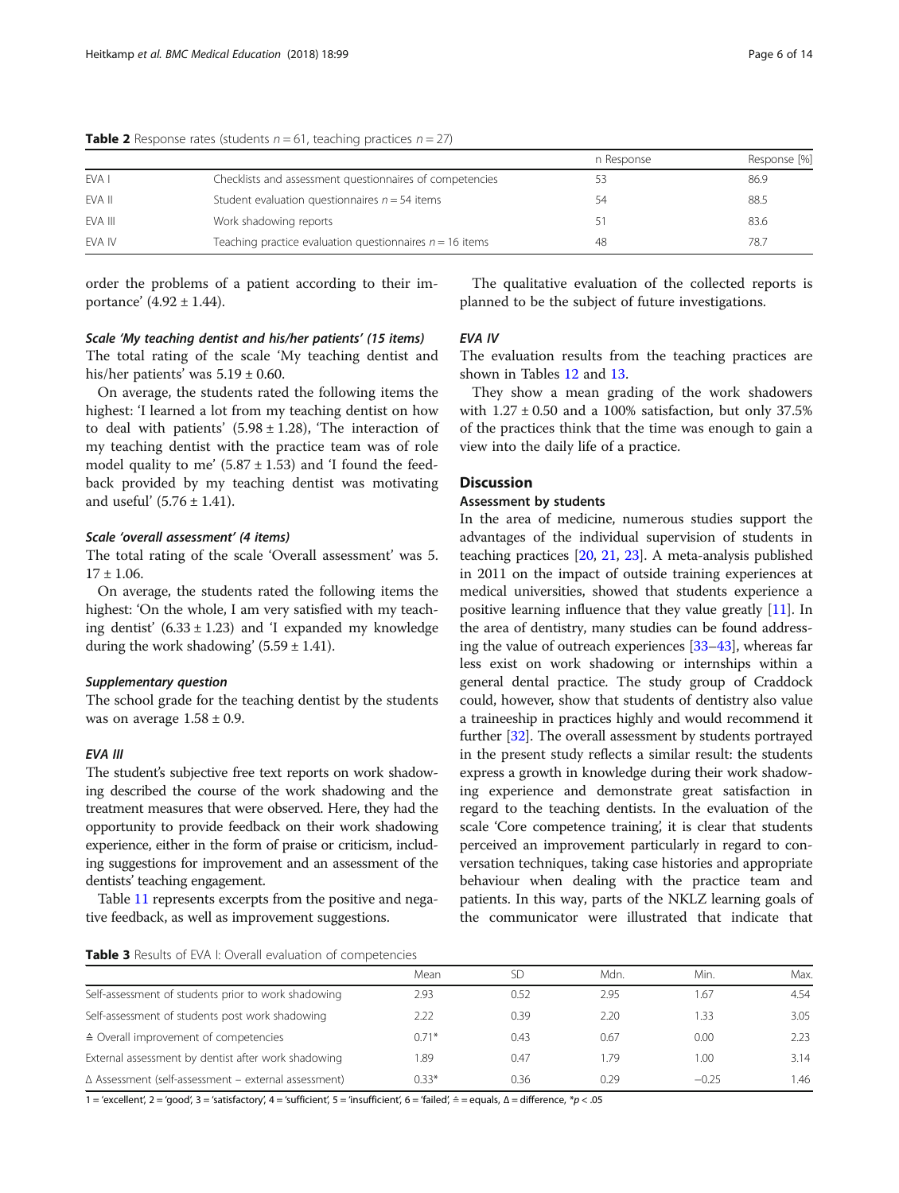**Table 2** Response rates (students $n = 61$, teaching practices $n = 27$)

| | | n Response | Response [%] |
|---|---|---|---|
| EVA I | Checklists and assessment questionnaires of competencies | 53 | 86.9 |
| EVA II | Student evaluation questionnaires $n = 54$ items | 54 | 88.5 |
| EVA III | Work shadowing reports | 51 | 83.6 |
| EVA IV | Teaching practice evaluation questionnaires $n = 16$ items | 48 | 78.7 |

order the problems of a patient according to their importance' (4.92 ± 1.44).

#### *Scale 'My teaching dentist and his/her patients' (15 items)*

The total rating of the scale 'My teaching dentist and his/her patients' was 5.19 ± 0.60.

On average, the students rated the following items the highest: 'I learned a lot from my teaching dentist on how to deal with patients' (5.98 ± 1.28), 'The interaction of my teaching dentist with the practice team was of role model quality to me' (5.87 ± 1.53) and 'I found the feedback provided by my teaching dentist was motivating and useful' (5.76 ± 1.41).

#### *Scale 'overall assessment' (4 items)*

The total rating of the scale 'Overall assessment' was 5.17 ± 1.06.

On average, the students rated the following items the highest: 'On the whole, I am very satisfied with my teaching dentist' (6.33 ± 1.23) and 'I expanded my knowledge during the work shadowing' (5.59 ± 1.41).

#### *Supplementary question*

The school grade for the teaching dentist by the students was on average 1.58 ± 0.9.

#### *EVA III*

The student's subjective free text reports on work shadowing described the course of the work shadowing and the treatment measures that were observed. Here, they had the opportunity to provide feedback on their work shadowing experience, either in the form of praise or criticism, including suggestions for improvement and an assessment of the dentists' teaching engagement.

Table 11 represents excerpts from the positive and negative feedback, as well as improvement suggestions.

The qualitative evaluation of the collected reports is planned to be the subject of future investigations.

#### *EVA IV*

The evaluation results from the teaching practices are shown in Tables 12 and 13.

They show a mean grading of the work shadowers with 1.27 ± 0.50 and a 100% satisfaction, but only 37.5% of the practices think that the time was enough to gain a view into the daily life of a practice.

## Discussion

### Assessment by students

In the area of medicine, numerous studies support the advantages of the individual supervision of students in teaching practices [20, 21, 23]. A meta-analysis published in 2011 on the impact of outside training experiences at medical universities, showed that students experience a positive learning influence that they value greatly [11]. In the area of dentistry, many studies can be found addressing the value of outreach experiences [33–43], whereas far less exist on work shadowing or internships within a general dental practice. The study group of Craddock could, however, show that students of dentistry also value a traineeship in practices highly and would recommend it further [32]. The overall assessment by students portrayed in the present study reflects a similar result: the students express a growth in knowledge during their work shadowing experience and demonstrate great satisfaction in regard to the teaching dentists. In the evaluation of the scale 'Core competence training', it is clear that students perceived an improvement particularly in regard to conversation techniques, taking case histories and appropriate behaviour when dealing with the practice team and patients. In this way, parts of the NKLZ learning goals of the communicator were illustrated that indicate that

**Table 3** Results of EVA I: Overall evaluation of competencies

| | Mean | SD | Mdn. | Min. | Max. |
|---|---|---|---|---|---|
| Self-assessment of students prior to work shadowing | 2.93 | 0.52 | 2.95 | 1.67 | 4.54 |
| Self-assessment of students post work shadowing | 2.22 | 0.39 | 2.20 | 1.33 | 3.05 |
| ≙ Overall improvement of competencies | 0.71* | 0.43 | 0.67 | 0.00 | 2.23 |
| External assessment by dentist after work shadowing | 1.89 | 0.47 | 1.79 | 1.00 | 3.14 |
| Δ Assessment (self-assessment – external assessment) | 0.33* | 0.36 | 0.29 | −0.25 | 1.46 |

1 = 'excellent', 2 = 'good', 3 = 'satisfactory', 4 = 'sufficient', 5 = 'insufficient', 6 = 'failed', ≙ = equals, Δ = difference, *$p < .05$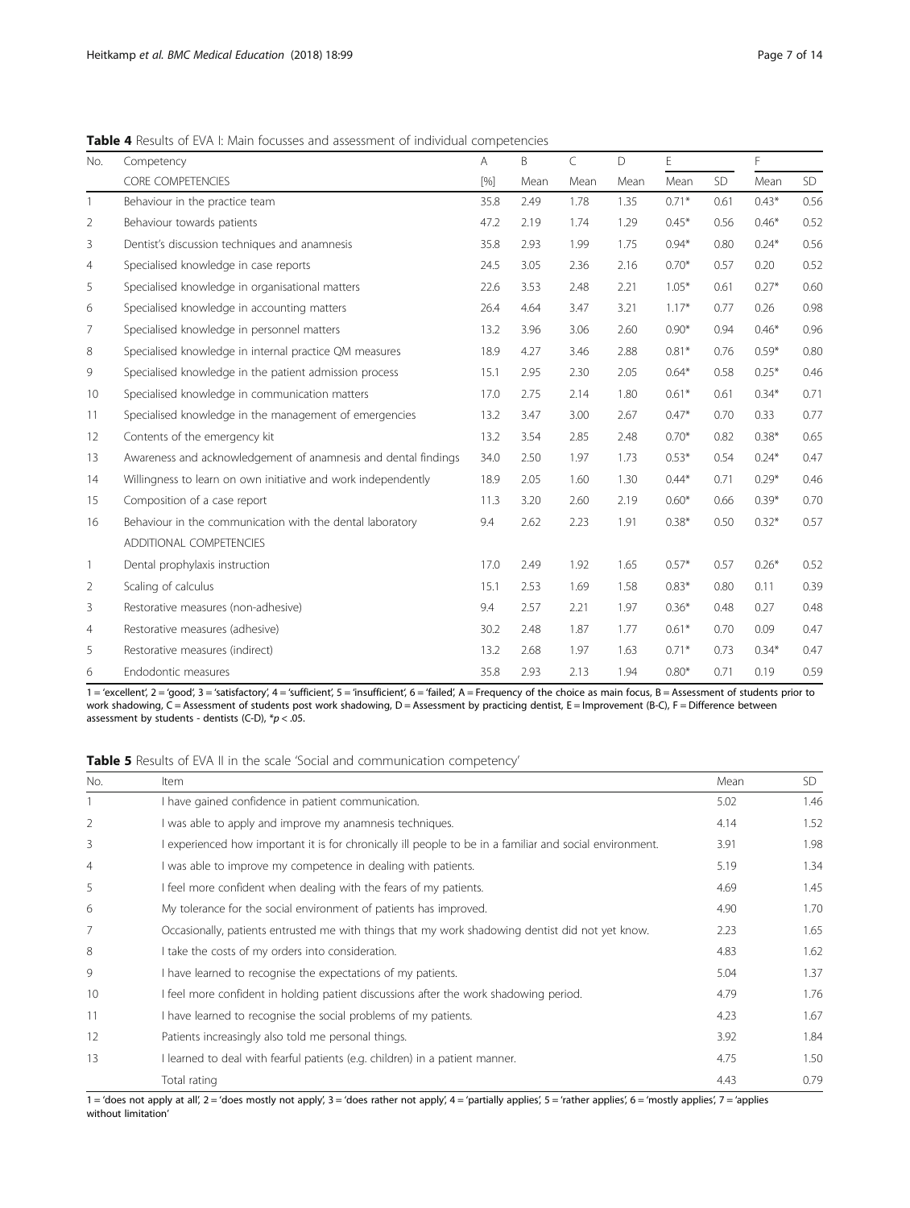**Table 4** Results of EVA I: Main focusses and assessment of individual competencies

| No. | Competency | A | B | C | D | E | | F | |
|---|---|---|---|---|---|---|---|---|---|
| | CORE COMPETENCIES | [%] | Mean | Mean | Mean | Mean | SD | Mean | SD |
| 1 | Behaviour in the practice team | 35.8 | 2.49 | 1.78 | 1.35 | 0.71* | 0.61 | 0.43* | 0.56 |
| 2 | Behaviour towards patients | 47.2 | 2.19 | 1.74 | 1.29 | 0.45* | 0.56 | 0.46* | 0.52 |
| 3 | Dentist's discussion techniques and anamnesis | 35.8 | 2.93 | 1.99 | 1.75 | 0.94* | 0.80 | 0.24* | 0.56 |
| 4 | Specialised knowledge in case reports | 24.5 | 3.05 | 2.36 | 2.16 | 0.70* | 0.57 | 0.20 | 0.52 |
| 5 | Specialised knowledge in organisational matters | 22.6 | 3.53 | 2.48 | 2.21 | 1.05* | 0.61 | 0.27* | 0.60 |
| 6 | Specialised knowledge in accounting matters | 26.4 | 4.64 | 3.47 | 3.21 | 1.17* | 0.77 | 0.26 | 0.98 |
| 7 | Specialised knowledge in personnel matters | 13.2 | 3.96 | 3.06 | 2.60 | 0.90* | 0.94 | 0.46* | 0.96 |
| 8 | Specialised knowledge in internal practice QM measures | 18.9 | 4.27 | 3.46 | 2.88 | 0.81* | 0.76 | 0.59* | 0.80 |
| 9 | Specialised knowledge in the patient admission process | 15.1 | 2.95 | 2.30 | 2.05 | 0.64* | 0.58 | 0.25* | 0.46 |
| 10 | Specialised knowledge in communication matters | 17.0 | 2.75 | 2.14 | 1.80 | 0.61* | 0.61 | 0.34* | 0.71 |
| 11 | Specialised knowledge in the management of emergencies | 13.2 | 3.47 | 3.00 | 2.67 | 0.47* | 0.70 | 0.33 | 0.77 |
| 12 | Contents of the emergency kit | 13.2 | 3.54 | 2.85 | 2.48 | 0.70* | 0.82 | 0.38* | 0.65 |
| 13 | Awareness and acknowledgement of anamnesis and dental findings | 34.0 | 2.50 | 1.97 | 1.73 | 0.53* | 0.54 | 0.24* | 0.47 |
| 14 | Willingness to learn on own initiative and work independently | 18.9 | 2.05 | 1.60 | 1.30 | 0.44* | 0.71 | 0.29* | 0.46 |
| 15 | Composition of a case report | 11.3 | 3.20 | 2.60 | 2.19 | 0.60* | 0.66 | 0.39* | 0.70 |
| 16 | Behaviour in the communication with the dental laboratory | 9.4 | 2.62 | 2.23 | 1.91 | 0.38* | 0.50 | 0.32* | 0.57 |
| | ADDITIONAL COMPETENCIES | | | | | | | | |
| 1 | Dental prophylaxis instruction | 17.0 | 2.49 | 1.92 | 1.65 | 0.57* | 0.57 | 0.26* | 0.52 |
| 2 | Scaling of calculus | 15.1 | 2.53 | 1.69 | 1.58 | 0.83* | 0.80 | 0.11 | 0.39 |
| 3 | Restorative measures (non-adhesive) | 9.4 | 2.57 | 2.21 | 1.97 | 0.36* | 0.48 | 0.27 | 0.48 |
| 4 | Restorative measures (adhesive) | 30.2 | 2.48 | 1.87 | 1.77 | 0.61* | 0.70 | 0.09 | 0.47 |
| 5 | Restorative measures (indirect) | 13.2 | 2.68 | 1.97 | 1.63 | 0.71* | 0.73 | 0.34* | 0.47 |
| 6 | Endodontic measures | 35.8 | 2.93 | 2.13 | 1.94 | 0.80* | 0.71 | 0.19 | 0.59 |

1 = 'excellent', 2 = 'good', 3 = 'satisfactory', 4 = 'sufficient', 5 = 'insufficient', 6 = 'failed', A = Frequency of the choice as main focus, B = Assessment of students prior to work shadowing, C = Assessment of students post work shadowing, D = Assessment by practicing dentist, E = Improvement (B-C), F = Difference between assessment by students - dentists (C-D), *$p < .05$.

**Table 5** Results of EVA II in the scale 'Social and communication competency'

| No. | Item | Mean | SD |
|---|---|---|---|
| 1 | I have gained confidence in patient communication. | 5.02 | 1.46 |
| 2 | I was able to apply and improve my anamnesis techniques. | 4.14 | 1.52 |
| 3 | I experienced how important it is for chronically ill people to be in a familiar and social environment. | 3.91 | 1.98 |
| 4 | I was able to improve my competence in dealing with patients. | 5.19 | 1.34 |
| 5 | I feel more confident when dealing with the fears of my patients. | 4.69 | 1.45 |
| 6 | My tolerance for the social environment of patients has improved. | 4.90 | 1.70 |
| 7 | Occasionally, patients entrusted me with things that my work shadowing dentist did not yet know. | 2.23 | 1.65 |
| 8 | I take the costs of my orders into consideration. | 4.83 | 1.62 |
| 9 | I have learned to recognise the expectations of my patients. | 5.04 | 1.37 |
| 10 | I feel more confident in holding patient discussions after the work shadowing period. | 4.79 | 1.76 |
| 11 | I have learned to recognise the social problems of my patients. | 4.23 | 1.67 |
| 12 | Patients increasingly also told me personal things. | 3.92 | 1.84 |
| 13 | I learned to deal with fearful patients (e.g. children) in a patient manner. | 4.75 | 1.50 |
| | Total rating | 4.43 | 0.79 |

1 = 'does not apply at all', 2 = 'does mostly not apply', 3 = 'does rather not apply', 4 = 'partially applies', 5 = 'rather applies', 6 = 'mostly applies', 7 = 'applies without limitation'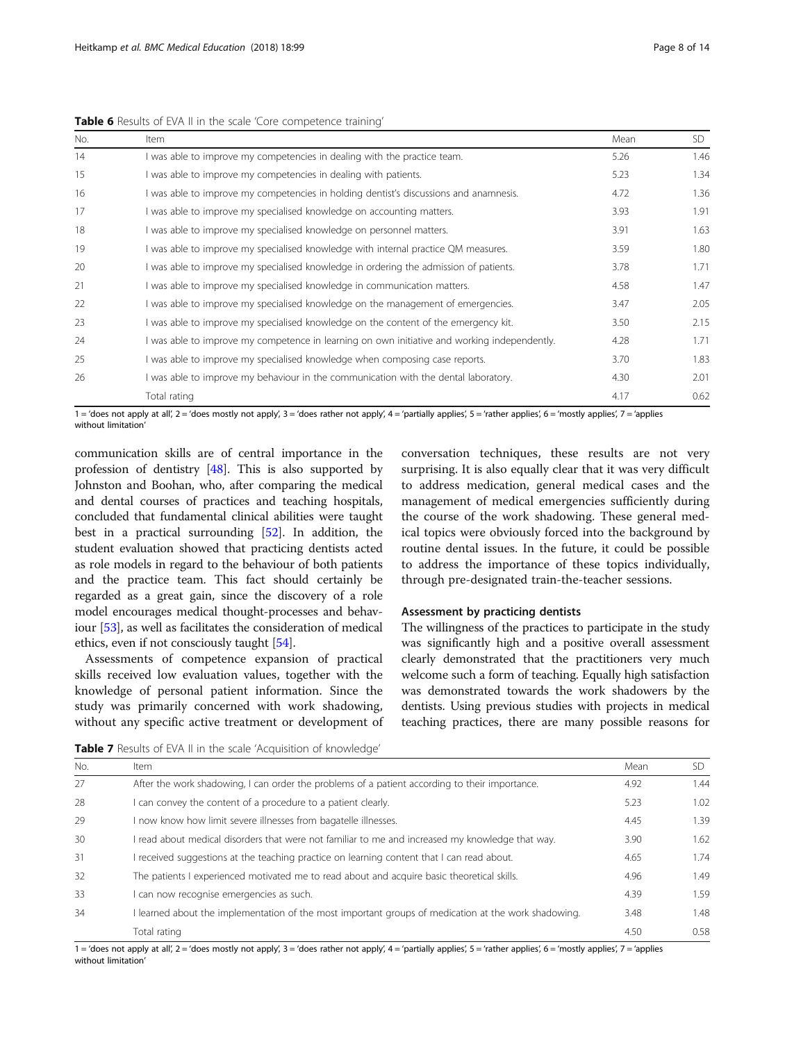**Table 6** Results of EVA II in the scale 'Core competence training'

| No. | Item | Mean | SD |
|---|---|---|---|
| 14 | I was able to improve my competencies in dealing with the practice team. | 5.26 | 1.46 |
| 15 | I was able to improve my competencies in dealing with patients. | 5.23 | 1.34 |
| 16 | I was able to improve my competencies in holding dentist's discussions and anamnesis. | 4.72 | 1.36 |
| 17 | I was able to improve my specialised knowledge on accounting matters. | 3.93 | 1.91 |
| 18 | I was able to improve my specialised knowledge on personnel matters. | 3.91 | 1.63 |
| 19 | I was able to improve my specialised knowledge with internal practice QM measures. | 3.59 | 1.80 |
| 20 | I was able to improve my specialised knowledge in ordering the admission of patients. | 3.78 | 1.71 |
| 21 | I was able to improve my specialised knowledge in communication matters. | 4.58 | 1.47 |
| 22 | I was able to improve my specialised knowledge on the management of emergencies. | 3.47 | 2.05 |
| 23 | I was able to improve my specialised knowledge on the content of the emergency kit. | 3.50 | 2.15 |
| 24 | I was able to improve my competence in learning on own initiative and working independently. | 4.28 | 1.71 |
| 25 | I was able to improve my specialised knowledge when composing case reports. | 3.70 | 1.83 |
| 26 | I was able to improve my behaviour in the communication with the dental laboratory. | 4.30 | 2.01 |
| | Total rating | 4.17 | 0.62 |

1 = 'does not apply at all', 2 = 'does mostly not apply', 3 = 'does rather not apply', 4 = 'partially applies', 5 = 'rather applies', 6 = 'mostly applies', 7 = 'applies without limitation'

communication skills are of central importance in the profession of dentistry [48]. This is also supported by Johnston and Boohan, who, after comparing the medical and dental courses of practices and teaching hospitals, concluded that fundamental clinical abilities were taught best in a practical surrounding [52]. In addition, the student evaluation showed that practicing dentists acted as role models in regard to the behaviour of both patients and the practice team. This fact should certainly be regarded as a great gain, since the discovery of a role model encourages medical thought-processes and behaviour [53], as well as facilitates the consideration of medical ethics, even if not consciously taught [54].

Assessments of competence expansion of practical skills received low evaluation values, together with the knowledge of personal patient information. Since the study was primarily concerned with work shadowing, without any specific active treatment or development of conversation techniques, these results are not very surprising. It is also equally clear that it was very difficult to address medication, general medical cases and the management of medical emergencies sufficiently during the course of the work shadowing. These general medical topics were obviously forced into the background by routine dental issues. In the future, it could be possible to address the importance of these topics individually, through pre-designated train-the-teacher sessions.

### Assessment by practicing dentists

The willingness of the practices to participate in the study was significantly high and a positive overall assessment clearly demonstrated that the practitioners very much welcome such a form of teaching. Equally high satisfaction was demonstrated towards the work shadowers by the dentists. Using previous studies with projects in medical teaching practices, there are many possible reasons for

**Table 7** Results of EVA II in the scale 'Acquisition of knowledge'

| No. | Item | Mean | SD |
|---|---|---|---|
| 27 | After the work shadowing, I can order the problems of a patient according to their importance. | 4.92 | 1.44 |
| 28 | I can convey the content of a procedure to a patient clearly. | 5.23 | 1.02 |
| 29 | I now know how limit severe illnesses from bagatelle illnesses. | 4.45 | 1.39 |
| 30 | I read about medical disorders that were not familiar to me and increased my knowledge that way. | 3.90 | 1.62 |
| 31 | I received suggestions at the teaching practice on learning content that I can read about. | 4.65 | 1.74 |
| 32 | The patients I experienced motivated me to read about and acquire basic theoretical skills. | 4.96 | 1.49 |
| 33 | I can now recognise emergencies as such. | 4.39 | 1.59 |
| 34 | I learned about the implementation of the most important groups of medication at the work shadowing. | 3.48 | 1.48 |
| | Total rating | 4.50 | 0.58 |

1 = 'does not apply at all', 2 = 'does mostly not apply', 3 = 'does rather not apply', 4 = 'partially applies', 5 = 'rather applies', 6 = 'mostly applies', 7 = 'applies without limitation'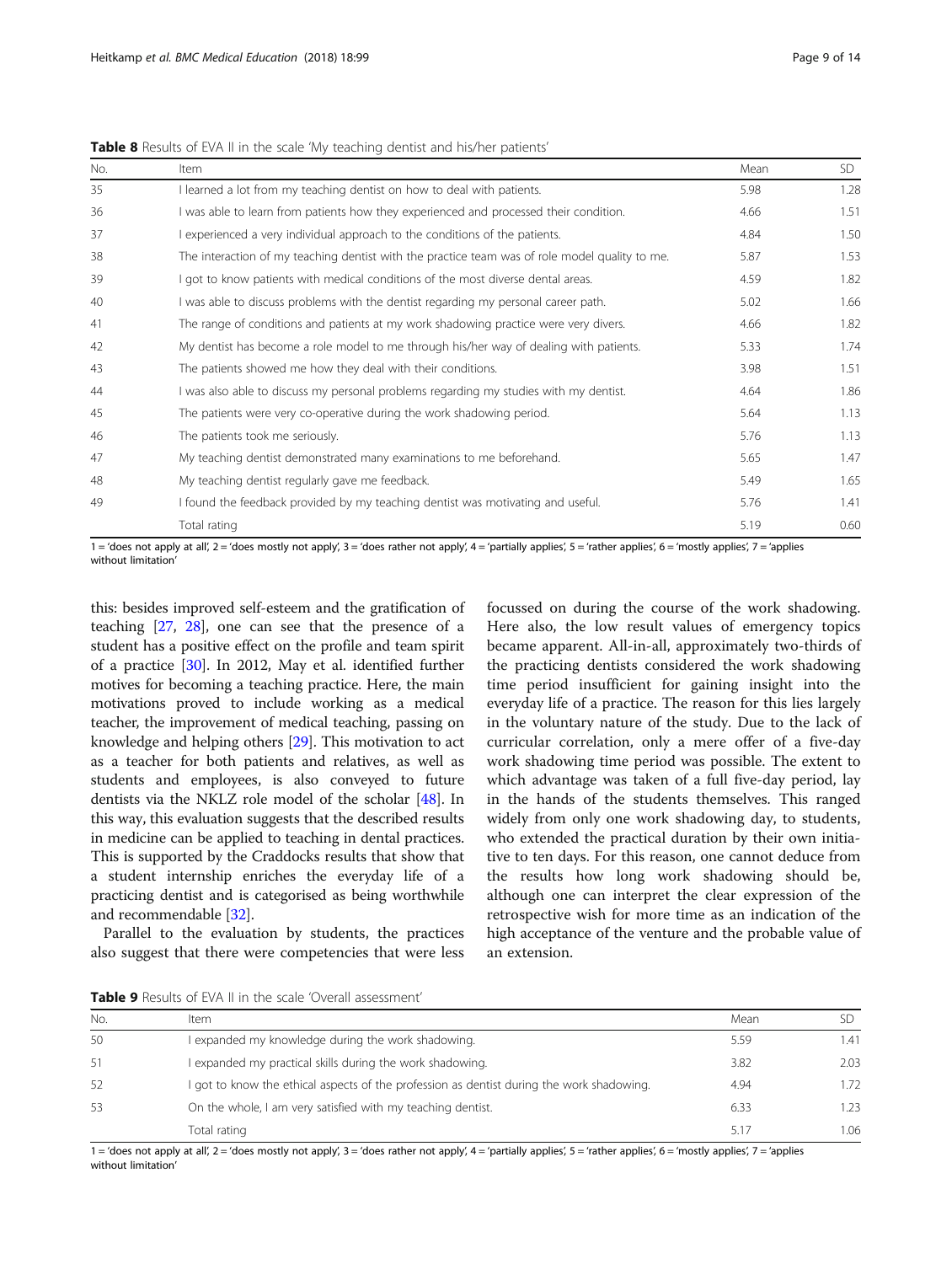**Table 8** Results of EVA II in the scale 'My teaching dentist and his/her patients'

| No. | Item | Mean | SD |
|---|---|---|---|
| 35 | I learned a lot from my teaching dentist on how to deal with patients. | 5.98 | 1.28 |
| 36 | I was able to learn from patients how they experienced and processed their condition. | 4.66 | 1.51 |
| 37 | I experienced a very individual approach to the conditions of the patients. | 4.84 | 1.50 |
| 38 | The interaction of my teaching dentist with the practice team was of role model quality to me. | 5.87 | 1.53 |
| 39 | I got to know patients with medical conditions of the most diverse dental areas. | 4.59 | 1.82 |
| 40 | I was able to discuss problems with the dentist regarding my personal career path. | 5.02 | 1.66 |
| 41 | The range of conditions and patients at my work shadowing practice were very divers. | 4.66 | 1.82 |
| 42 | My dentist has become a role model to me through his/her way of dealing with patients. | 5.33 | 1.74 |
| 43 | The patients showed me how they deal with their conditions. | 3.98 | 1.51 |
| 44 | I was also able to discuss my personal problems regarding my studies with my dentist. | 4.64 | 1.86 |
| 45 | The patients were very co-operative during the work shadowing period. | 5.64 | 1.13 |
| 46 | The patients took me seriously. | 5.76 | 1.13 |
| 47 | My teaching dentist demonstrated many examinations to me beforehand. | 5.65 | 1.47 |
| 48 | My teaching dentist regularly gave me feedback. | 5.49 | 1.65 |
| 49 | I found the feedback provided by my teaching dentist was motivating and useful. | 5.76 | 1.41 |
| | Total rating | 5.19 | 0.60 |

1 = 'does not apply at all', 2 = 'does mostly not apply', 3 = 'does rather not apply', 4 = 'partially applies', 5 = 'rather applies', 6 = 'mostly applies', 7 = 'applies without limitation'

this: besides improved self-esteem and the gratification of teaching [27, 28], one can see that the presence of a student has a positive effect on the profile and team spirit of a practice [30]. In 2012, May et al. identified further motives for becoming a teaching practice. Here, the main motivations proved to include working as a medical teacher, the improvement of medical teaching, passing on knowledge and helping others [29]. This motivation to act as a teacher for both patients and relatives, as well as students and employees, is also conveyed to future dentists via the NKLZ role model of the scholar [48]. In this way, this evaluation suggests that the described results in medicine can be applied to teaching in dental practices. This is supported by the Craddocks results that show that a student internship enriches the everyday life of a practicing dentist and is categorised as being worthwhile and recommendable [32].

Parallel to the evaluation by students, the practices also suggest that there were competencies that were less focussed on during the course of the work shadowing. Here also, the low result values of emergency topics became apparent. All-in-all, approximately two-thirds of the practicing dentists considered the work shadowing time period insufficient for gaining insight into the everyday life of a practice. The reason for this lies largely in the voluntary nature of the study. Due to the lack of curricular correlation, only a mere offer of a five-day work shadowing time period was possible. The extent to which advantage was taken of a full five-day period, lay in the hands of the students themselves. This ranged widely from only one work shadowing day, to students, who extended the practical duration by their own initiative to ten days. For this reason, one cannot deduce from the results how long work shadowing should be, although one can interpret the clear expression of the retrospective wish for more time as an indication of the high acceptance of the venture and the probable value of an extension.

**Table 9** Results of EVA II in the scale 'Overall assessment'

| No. | Item | Mean | SD |
|---|---|---|---|
| 50 | I expanded my knowledge during the work shadowing. | 5.59 | 1.41 |
| 51 | I expanded my practical skills during the work shadowing. | 3.82 | 2.03 |
| 52 | I got to know the ethical aspects of the profession as dentist during the work shadowing. | 4.94 | 1.72 |
| 53 | On the whole, I am very satisfied with my teaching dentist. | 6.33 | 1.23 |
| | Total rating | 5.17 | 1.06 |

1 = 'does not apply at all', 2 = 'does mostly not apply', 3 = 'does rather not apply', 4 = 'partially applies', 5 = 'rather applies', 6 = 'mostly applies', 7 = 'applies without limitation'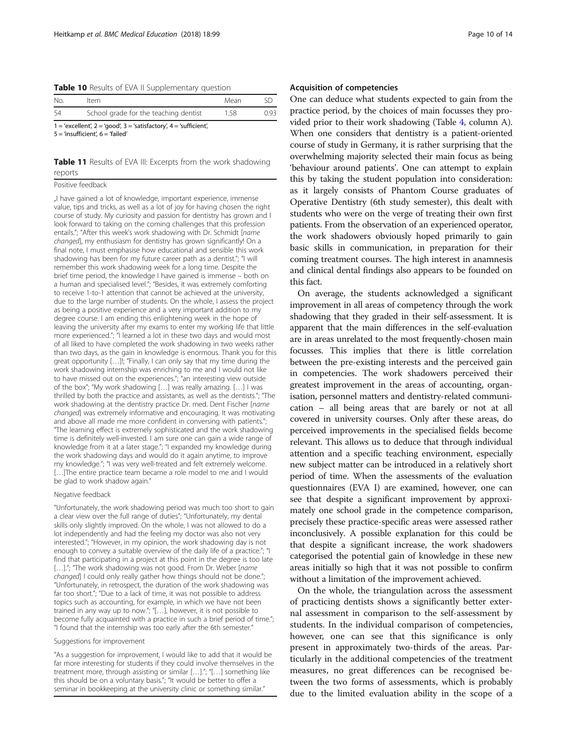**Table 10** Results of EVA II Supplementary question

| No. | Item | Mean | SD |
|---|---|---|---|
| 54 | School grade for the teaching dentist | 1.58 | 0.93 |

1 = 'excellent', 2 = 'good', 3 = 'satisfactory', 4 = 'sufficient', 5 = 'insufficient', 6 = 'failed'

**Table 11** Results of EVA III: Excerpts from the work shadowing reports

Positive feedback

„I have gained a lot of knowledge, important experience, immense value, tips and tricks, as well as a lot of joy for having chosen the right course of study. My curiosity and passion for dentistry has grown and I look forward to taking on the coming challenges that this profession entails."; "After this week's work shadowing with Dr. Schmidt [*name changed*], my enthusiasm for dentistry has grown significantly! On a final note, I must emphasise how educational and sensible this work shadowing has been for my future career path as a dentist."; "I will remember this work shadowing week for a long time. Despite the brief time period, the knowledge I have gained is immense – both on a human and specialised level."; "Besides, it was extremely comforting to receive 1-to-1 attention that cannot be achieved at the university, due to the large number of students. On the whole, I assess the project as being a positive experience and a very important addition to my degree course. I am ending this enlightening week in the hope of leaving the university after my exams to enter my working life that little more experienced."; "I learned a lot in these two days and would most of all liked to have completed the work shadowing in two weeks rather than two days, as the gain in knowledge is enormous. Thank you for this great opportunity […]!; "Finally, I can only say that my time during the work shadowing internship was enriching to me and I would not like to have missed out on the experiences."; "an interesting view outside of the box"; "My work shadowing […] was really amazing. […] I was thrilled by both the practice and assistants, as well as the dentists."; "The work shadowing at the dentistry practice Dr. med. Dent Fischer [*name changed*] was extremely informative and encouraging. It was motivating and above all made me more confident in conversing with patients."; "The learning effect is extremely sophisticated and the work shadowing time is definitely well-invested. I am sure one can gain a wide range of knowledge from it at a later stage."; "I expanded my knowledge during the work shadowing days and would do it again anytime, to improve my knowledge."; "I was very well-treated and felt extremely welcome. […]The entire practice team became a role model to me and I would be glad to work shadow again."

Negative feedback

"Unfortunately, the work shadowing period was much too short to gain a clear view over the full range of duties"; "Unfortunately, my dental skills only slightly improved. On the whole, I was not allowed to do a lot independently and had the feeling my doctor was also not very interested."; "However, in my opinion, the work shadowing day is not enough to convey a suitable overview of the daily life of a practice."; "I find that participating in a project at this point in the degree is too late […]."; "The work shadowing was not good. From Dr. Weber [*name changed*] I could only really gather how things should not be done."; "Unfortunately, in retrospect, the duration of the work shadowing was far too short."; "Due to a lack of time, it was not possible to address topics such as accounting, for example, in which we have not been trained in any way up to now."; "[…], however, it is not possible to become fully acquainted with a practice in such a brief period of time."; "I found that the internship was too early after the 6th semester."

Suggestions for improvement

"As a suggestion for improvement, I would like to add that it would be far more interesting for students if they could involve themselves in the treatment more, through assisting or similar […]."; "[…] something like this should be on a voluntary basis."; "It would be better to offer a seminar in bookkeeping at the university clinic or something similar."

### Acquisition of competencies

One can deduce what students expected to gain from the practice period, by the choices of main focusses they provided prior to their work shadowing (Table 4, column A). When one considers that dentistry is a patient-oriented course of study in Germany, it is rather surprising that the overwhelming majority selected their main focus as being 'behaviour around patients'. One can attempt to explain this by taking the student population into consideration: as it largely consists of Phantom Course graduates of Operative Dentistry (6th study semester), this dealt with students who were on the verge of treating their own first patients. From the observation of an experienced operator, the work shadowers obviously hoped primarily to gain basic skills in communication, in preparation for their coming treatment courses. The high interest in anamnesis and clinical dental findings also appears to be founded on this fact.

On average, the students acknowledged a significant improvement in all areas of competency through the work shadowing that they graded in their self-assessment. It is apparent that the main differences in the self-evaluation are in areas unrelated to the most frequently-chosen main focusses. This implies that there is little correlation between the pre-existing interests and the perceived gain in competencies. The work shadowers perceived their greatest improvement in the areas of accounting, organisation, personnel matters and dentistry-related communication – all being areas that are barely or not at all covered in university courses. Only after these areas, do perceived improvements in the specialised fields become relevant. This allows us to deduce that through individual attention and a specific teaching environment, especially new subject matter can be introduced in a relatively short period of time. When the assessments of the evaluation questionnaires (EVA I) are examined, however, one can see that despite a significant improvement by approximately one school grade in the competence comparison, precisely these practice-specific areas were assessed rather inconclusively. A possible explanation for this could be that despite a significant increase, the work shadowers categorised the potential gain of knowledge in these new areas initially so high that it was not possible to confirm without a limitation of the improvement achieved.

On the whole, the triangulation across the assessment of practicing dentists shows a significantly better external assessment in comparison to the self-assessment by students. In the individual comparison of competencies, however, one can see that this significance is only present in approximately two-thirds of the areas. Particularly in the additional competencies of the treatment measures, no great differences can be recognised between the two forms of assessments, which is probably due to the limited evaluation ability in the scope of a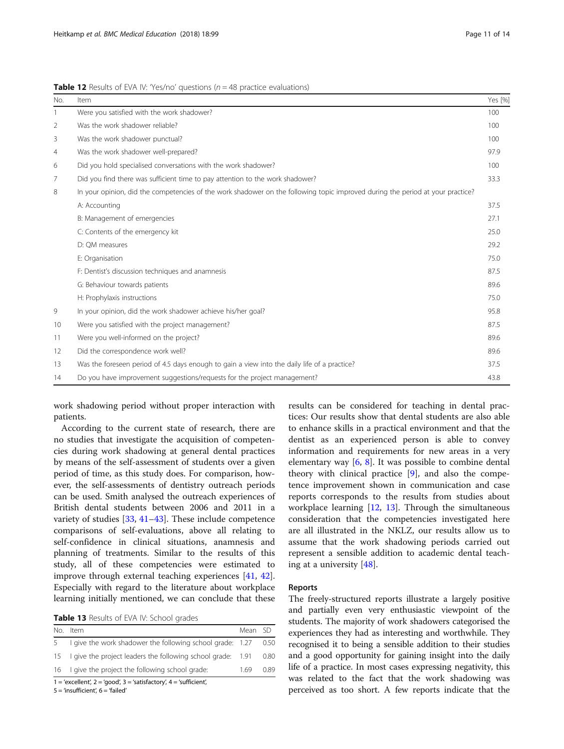**Table 12** Results of EVA IV: 'Yes/no' questions (n = 48 practice evaluations)

| No. | Item | Yes [%] |
|---|---|---|
| 1 | Were you satisfied with the work shadower? | 100 |
| 2 | Was the work shadower reliable? | 100 |
| 3 | Was the work shadower punctual? | 100 |
| 4 | Was the work shadower well-prepared? | 97.9 |
| 6 | Did you hold specialised conversations with the work shadower? | 100 |
| 7 | Did you find there was sufficient time to pay attention to the work shadower? | 33.3 |
| 8 | In your opinion, did the competencies of the work shadower on the following topic improved during the period at your practice? | |
| | A: Accounting | 37.5 |
| | B: Management of emergencies | 27.1 |
| | C: Contents of the emergency kit | 25.0 |
| | D: QM measures | 29.2 |
| | E: Organisation | 75.0 |
| | F: Dentist's discussion techniques and anamnesis | 87.5 |
| | G: Behaviour towards patients | 89.6 |
| | H: Prophylaxis instructions | 75.0 |
| 9 | In your opinion, did the work shadower achieve his/her goal? | 95.8 |
| 10 | Were you satisfied with the project management? | 87.5 |
| 11 | Were you well-informed on the project? | 89.6 |
| 12 | Did the correspondence work well? | 89.6 |
| 13 | Was the foreseen period of 4.5 days enough to gain a view into the daily life of a practice? | 37.5 |
| 14 | Do you have improvement suggestions/requests for the project management? | 43.8 |

work shadowing period without proper interaction with patients.

According to the current state of research, there are no studies that investigate the acquisition of competencies during work shadowing at general dental practices by means of the self-assessment of students over a given period of time, as this study does. For comparison, however, the self-assessments of dentistry outreach periods can be used. Smith analysed the outreach experiences of British dental students between 2006 and 2011 in a variety of studies [33, 41–43]. These include competence comparisons of self-evaluations, above all relating to self-confidence in clinical situations, anamnesis and planning of treatments. Similar to the results of this study, all of these competencies were estimated to improve through external teaching experiences [41, 42]. Especially with regard to the literature about workplace learning initially mentioned, we can conclude that these results can be considered for teaching in dental practices: Our results show that dental students are also able to enhance skills in a practical environment and that the dentist as an experienced person is able to convey information and requirements for new areas in a very elementary way [6, 8]. It was possible to combine dental theory with clinical practice [9], and also the competence improvement shown in communication and case reports corresponds to the results from studies about workplace learning [12, 13]. Through the simultaneous consideration that the competencies investigated here are all illustrated in the NKLZ, our results allow us to assume that the work shadowing periods carried out represent a sensible addition to academic dental teaching at a university [48].

**Table 13** Results of EVA IV: School grades

| No. | Item | Mean | SD |
|---|---|---|---|
| 5 | I give the work shadower the following school grade: | 1.27 | 0.50 |
| 15 | I give the project leaders the following school grade: | 1.91 | 0.80 |
| 16 | I give the project the following school grade: | 1.69 | 0.89 |

1 = 'excellent', 2 = 'good', 3 = 'satisfactory', 4 = 'sufficient', 5 = 'insufficient', 6 = 'failed'

### Reports

The freely-structured reports illustrate a largely positive and partially even very enthusiastic viewpoint of the students. The majority of work shadowers categorised the experiences they had as interesting and worthwhile. They recognised it to being a sensible addition to their studies and a good opportunity for gaining insight into the daily life of a practice. In most cases expressing negativity, this was related to the fact that the work shadowing was perceived as too short. A few reports indicate that the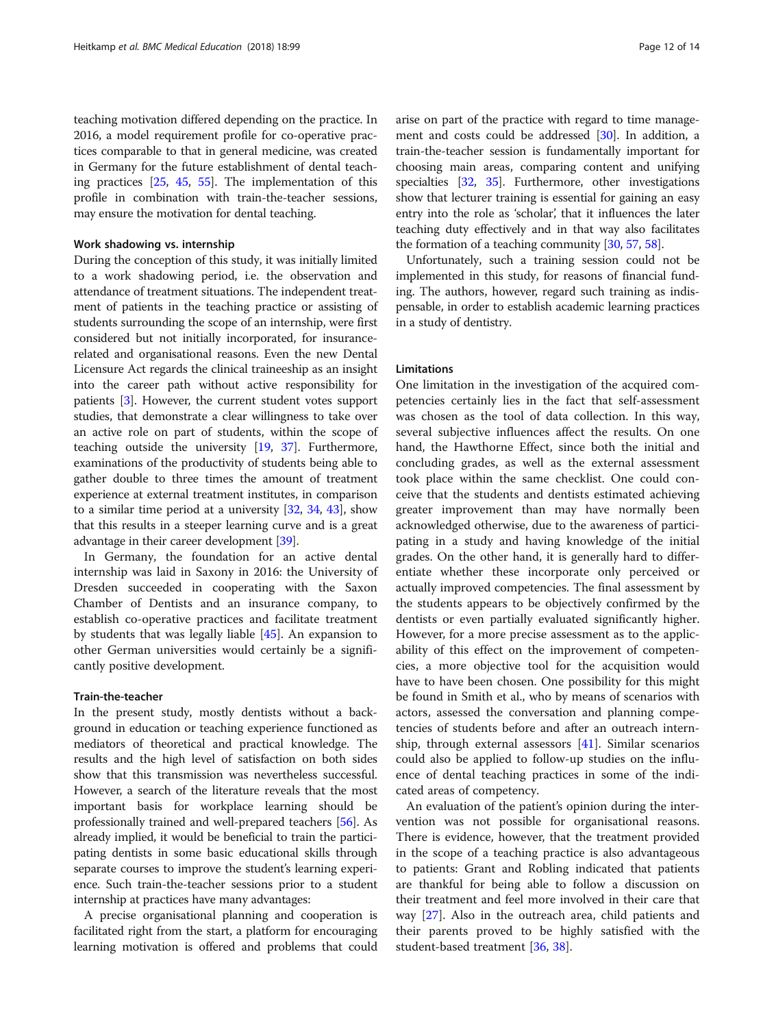teaching motivation differed depending on the practice. In 2016, a model requirement profile for co-operative practices comparable to that in general medicine, was created in Germany for the future establishment of dental teaching practices [25, 45, 55]. The implementation of this profile in combination with train-the-teacher sessions, may ensure the motivation for dental teaching.

#### Work shadowing vs. internship

During the conception of this study, it was initially limited to a work shadowing period, i.e. the observation and attendance of treatment situations. The independent treatment of patients in the teaching practice or assisting of students surrounding the scope of an internship, were first considered but not initially incorporated, for insurance-related and organisational reasons. Even the new Dental Licensure Act regards the clinical traineeship as an insight into the career path without active responsibility for patients [3]. However, the current student votes support studies, that demonstrate a clear willingness to take over an active role on part of students, within the scope of teaching outside the university [19, 37]. Furthermore, examinations of the productivity of students being able to gather double to three times the amount of treatment experience at external treatment institutes, in comparison to a similar time period at a university [32, 34, 43], show that this results in a steeper learning curve and is a great advantage in their career development [39].

In Germany, the foundation for an active dental internship was laid in Saxony in 2016: the University of Dresden succeeded in cooperating with the Saxon Chamber of Dentists and an insurance company, to establish co-operative practices and facilitate treatment by students that was legally liable [45]. An expansion to other German universities would certainly be a significantly positive development.

#### Train-the-teacher

In the present study, mostly dentists without a background in education or teaching experience functioned as mediators of theoretical and practical knowledge. The results and the high level of satisfaction on both sides show that this transmission was nevertheless successful. However, a search of the literature reveals that the most important basis for workplace learning should be professionally trained and well-prepared teachers [56]. As already implied, it would be beneficial to train the participating dentists in some basic educational skills through separate courses to improve the student's learning experience. Such train-the-teacher sessions prior to a student internship at practices have many advantages:

A precise organisational planning and cooperation is facilitated right from the start, a platform for encouraging learning motivation is offered and problems that could arise on part of the practice with regard to time management and costs could be addressed [30]. In addition, a train-the-teacher session is fundamentally important for choosing main areas, comparing content and unifying specialties [32, 35]. Furthermore, other investigations show that lecturer training is essential for gaining an easy entry into the role as 'scholar', that it influences the later teaching duty effectively and in that way also facilitates the formation of a teaching community [30, 57, 58].

Unfortunately, such a training session could not be implemented in this study, for reasons of financial funding. The authors, however, regard such training as indispensable, in order to establish academic learning practices in a study of dentistry.

### Limitations

One limitation in the investigation of the acquired competencies certainly lies in the fact that self-assessment was chosen as the tool of data collection. In this way, several subjective influences affect the results. On one hand, the Hawthorne Effect, since both the initial and concluding grades, as well as the external assessment took place within the same checklist. One could conceive that the students and dentists estimated achieving greater improvement than may have normally been acknowledged otherwise, due to the awareness of participating in a study and having knowledge of the initial grades. On the other hand, it is generally hard to differentiate whether these incorporate only perceived or actually improved competencies. The final assessment by the students appears to be objectively confirmed by the dentists or even partially evaluated significantly higher. However, for a more precise assessment as to the applicability of this effect on the improvement of competencies, a more objective tool for the acquisition would have to have been chosen. One possibility for this might be found in Smith et al., who by means of scenarios with actors, assessed the conversation and planning competencies of students before and after an outreach internship, through external assessors [41]. Similar scenarios could also be applied to follow-up studies on the influence of dental teaching practices in some of the indicated areas of competency.

An evaluation of the patient's opinion during the intervention was not possible for organisational reasons. There is evidence, however, that the treatment provided in the scope of a teaching practice is also advantageous to patients: Grant and Robling indicated that patients are thankful for being able to follow a discussion on their treatment and feel more involved in their care that way [27]. Also in the outreach area, child patients and their parents proved to be highly satisfied with the student-based treatment [36, 38].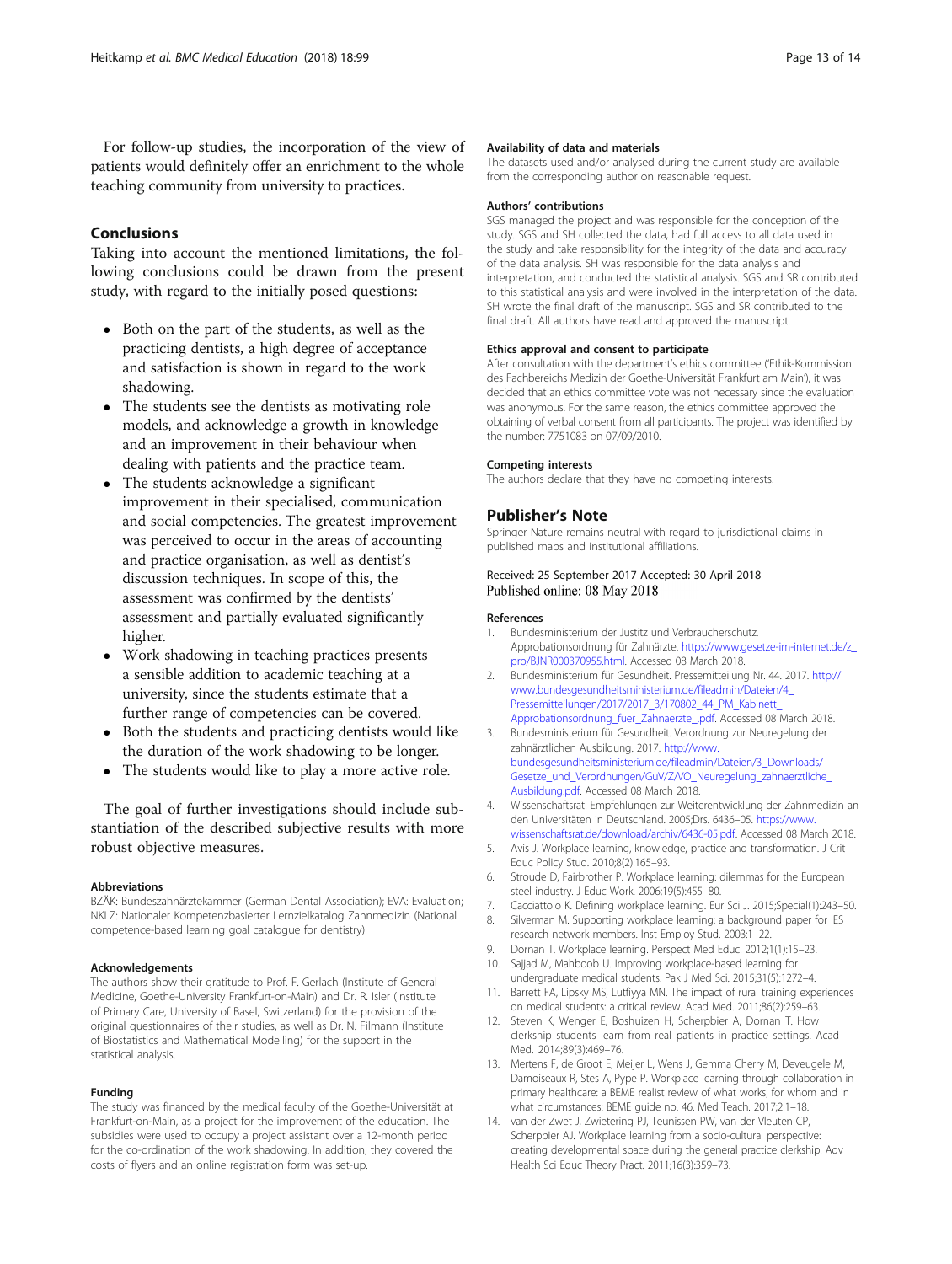For follow-up studies, the incorporation of the view of patients would definitely offer an enrichment to the whole teaching community from university to practices.

## Conclusions

Taking into account the mentioned limitations, the following conclusions could be drawn from the present study, with regard to the initially posed questions:

- Both on the part of the students, as well as the practicing dentists, a high degree of acceptance and satisfaction is shown in regard to the work shadowing.
- The students see the dentists as motivating role models, and acknowledge a growth in knowledge and an improvement in their behaviour when dealing with patients and the practice team.
- The students acknowledge a significant improvement in their specialised, communication and social competencies. The greatest improvement was perceived to occur in the areas of accounting and practice organisation, as well as dentist's discussion techniques. In scope of this, the assessment was confirmed by the dentists' assessment and partially evaluated significantly higher.
- Work shadowing in teaching practices presents a sensible addition to academic teaching at a university, since the students estimate that a further range of competencies can be covered.
- Both the students and practicing dentists would like the duration of the work shadowing to be longer.
- The students would like to play a more active role.

The goal of further investigations should include substantiation of the described subjective results with more robust objective measures.

#### Abbreviations

BZÄK: Bundeszahnärztekammer (German Dental Association); EVA: Evaluation; NKLZ: Nationaler Kompetenzbasierter Lernzielkatalog Zahnmedizin (National competence-based learning goal catalogue for dentistry)

#### Acknowledgements

The authors show their gratitude to Prof. F. Gerlach (Institute of General Medicine, Goethe-University Frankfurt-on-Main) and Dr. R. Isler (Institute of Primary Care, University of Basel, Switzerland) for the provision of the original questionnaires of their studies, as well as Dr. N. Filmann (Institute of Biostatistics and Mathematical Modelling) for the support in the statistical analysis.

#### Funding

The study was financed by the medical faculty of the Goethe-Universität at Frankfurt-on-Main, as a project for the improvement of the education. The subsidies were used to occupy a project assistant over a 12-month period for the co-ordination of the work shadowing. In addition, they covered the costs of flyers and an online registration form was set-up.

#### Availability of data and materials

The datasets used and/or analysed during the current study are available from the corresponding author on reasonable request.

#### Authors' contributions

SGS managed the project and was responsible for the conception of the study. SGS and SH collected the data, had full access to all data used in the study and take responsibility for the integrity of the data and accuracy of the data analysis. SH was responsible for the data analysis and interpretation, and conducted the statistical analysis. SGS and SR contributed to this statistical analysis and were involved in the interpretation of the data. SH wrote the final draft of the manuscript. SGS and SR contributed to the final draft. All authors have read and approved the manuscript.

#### Ethics approval and consent to participate

After consultation with the department's ethics committee ('Ethik-Kommission des Fachbereichs Medizin der Goethe-Universität Frankfurt am Main'), it was decided that an ethics committee vote was not necessary since the evaluation was anonymous. For the same reason, the ethics committee approved the obtaining of verbal consent from all participants. The project was identified by the number: 7751083 on 07/09/2010.

#### Competing interests

The authors declare that they have no competing interests.

## Publisher's Note

Springer Nature remains neutral with regard to jurisdictional claims in published maps and institutional affiliations.

Received: 25 September 2017 Accepted: 30 April 2018
Published online: 08 May 2018

#### References

1. Bundesministerium der Justitz und Verbraucherschutz. Approbationsordnung für Zahnärzte. https://www.gesetze-im-internet.de/z_pro/BJNR000370955.html. Accessed 08 March 2018.
2. Bundesministerium für Gesundheit. Pressemitteilung Nr. 44. 2017. http://www.bundesgesundheitsministerium.de/fileadmin/Dateien/4_Pressemitteilungen/2017/2017_3/170802_44_PM_Kabinett_Approbationsordnung_fuer_Zahnaerzte_.pdf. Accessed 08 March 2018.
3. Bundesministerium für Gesundheit. Verordnung zur Neuregelung der zahnärztlichen Ausbildung. 2017. http://www.bundesgesundheitsministerium.de/fileadmin/Dateien/3_Downloads/Gesetze_und_Verordnungen/GuV/Z/VO_Neuregelung_zahnaerztliche_Ausbildung.pdf. Accessed 08 March 2018.
4. Wissenschaftsrat. Empfehlungen zur Weiterentwicklung der Zahnmedizin an den Universitäten in Deutschland. 2005;Drs. 6436–05. https://www.wissenschaftsrat.de/download/archiv/6436-05.pdf. Accessed 08 March 2018.
5. Avis J. Workplace learning, knowledge, practice and transformation. J Crit Educ Policy Stud. 2010;8(2):165–93.
6. Stroude D, Fairbrother P. Workplace learning: dilemmas for the European steel industry. J Educ Work. 2006;19(5):455–80.
7. Cacciattolo K. Defining workplace learning. Eur Sci J. 2015;Special(1):243–50.
8. Silverman M. Supporting workplace learning: a background paper for IES research network members. Inst Employ Stud. 2003:1–22.
9. Dornan T. Workplace learning. Perspect Med Educ. 2012;1(1):15–23.
10. Sajjad M, Mahboob U. Improving workplace-based learning for undergraduate medical students. Pak J Med Sci. 2015;31(5):1272–4.
11. Barrett FA, Lipsky MS, Lutfiyya MN. The impact of rural training experiences on medical students: a critical review. Acad Med. 2011;86(2):259–63.
12. Steven K, Wenger E, Boshuizen H, Scherpbier A, Dornan T. How clerkship students learn from real patients in practice settings. Acad Med. 2014;89(3):469–76.
13. Mertens F, de Groot E, Meijer L, Wens J, Gemma Cherry M, Deveugele M, Damoiseaux R, Stes A, Pype P. Workplace learning through collaboration in primary healthcare: a BEME realist review of what works, for whom and in what circumstances: BEME guide no. 46. Med Teach. 2017;2:1–18.
14. van der Zwet J, Zwietering PJ, Teunissen PW, van der Vleuten CP, Scherpbier AJ. Workplace learning from a socio-cultural perspective: creating developmental space during the general practice clerkship. Adv Health Sci Educ Theory Pract. 2011;16(3):359–73.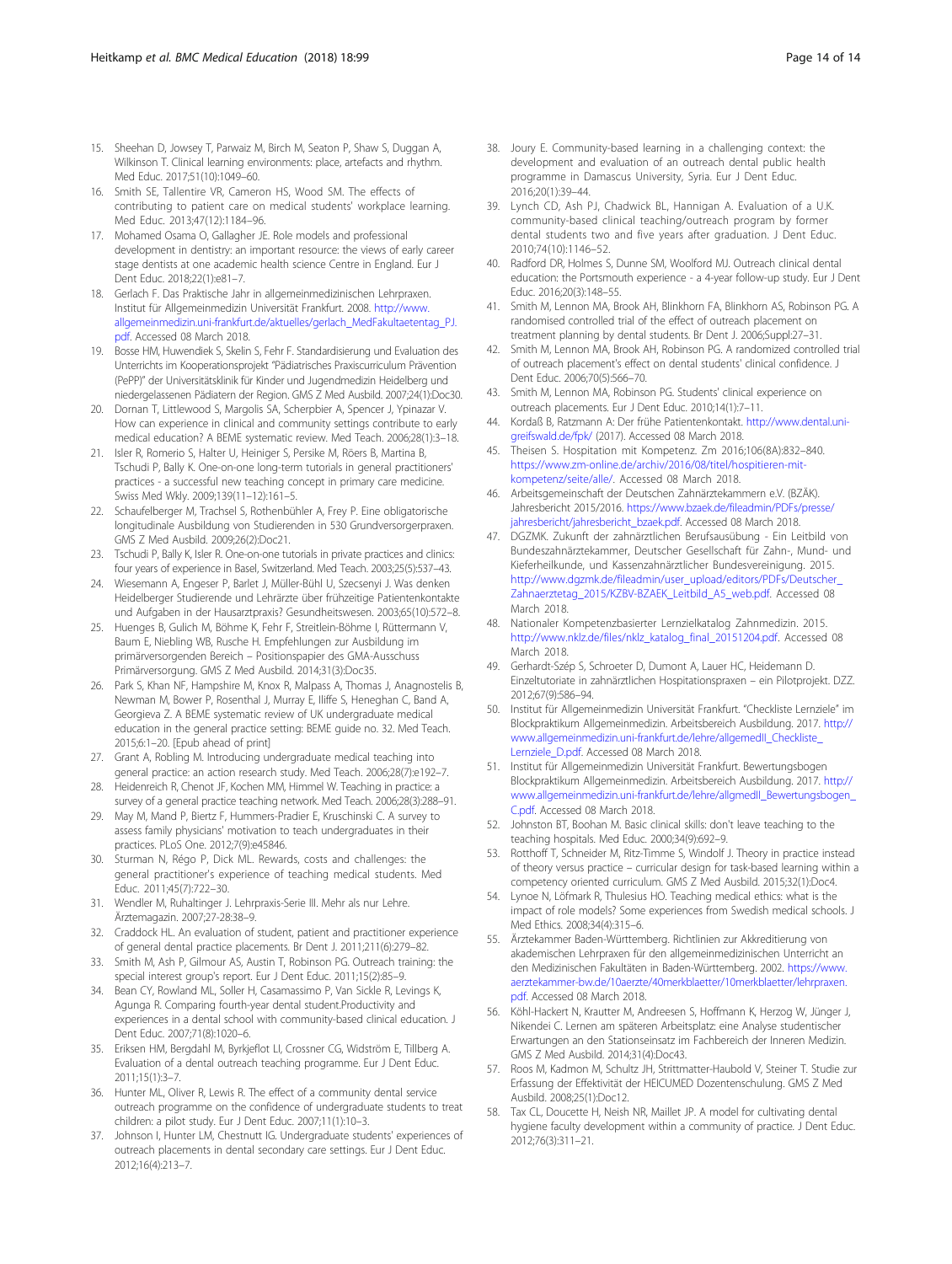15. Sheehan D, Jowsey T, Parwaiz M, Birch M, Seaton P, Shaw S, Duggan A, Wilkinson T. Clinical learning environments: place, artefacts and rhythm. Med Educ. 2017;51(10):1049–60.
16. Smith SE, Tallentire VR, Cameron HS, Wood SM. The effects of contributing to patient care on medical students' workplace learning. Med Educ. 2013;47(12):1184–96.
17. Mohamed Osama O, Gallagher JE. Role models and professional development in dentistry: an important resource: the views of early career stage dentists at one academic health science Centre in England. Eur J Dent Educ. 2018;22(1):e81–7.
18. Gerlach F. Das Praktische Jahr in allgemeinmedizinischen Lehrpraxen. Institut für Allgemeinmedizin Universität Frankfurt. 2008. http://www.allgemeinmedizin.uni-frankfurt.de/aktuelles/gerlach_MedFakultaetentag_PJ.pdf. Accessed 08 March 2018.
19. Bosse HM, Huwendiek S, Skelin S, Fehr F. Standardisierung und Evaluation des Unterrichts im Kooperationsprojekt "Pädiatrisches Praxiscurriculum Prävention (PePP)" der Universitätsklinik für Kinder und Jugendmedizin Heidelberg und niedergelassenen Pädiatern der Region. GMS Z Med Ausbild. 2007;24(1):Doc30.
20. Dornan T, Littlewood S, Margolis SA, Scherpbier A, Spencer J, Ypinazar V. How can experience in clinical and community settings contribute to early medical education? A BEME systematic review. Med Teach. 2006;28(1):3–18.
21. Isler R, Romerio S, Halter U, Heiniger S, Persike M, Röers B, Martina B, Tschudi P, Bally K. One-on-one long-term tutorials in general practitioners' practices - a successful new teaching concept in primary care medicine. Swiss Med Wkly. 2009;139(11–12):161–5.
22. Schaufelberger M, Trachsel S, Rothenbühler A, Frey P. Eine obligatorische longitudinale Ausbildung von Studierenden in 530 Grundversorgerpraxen. GMS Z Med Ausbild. 2009;26(2):Doc21.
23. Tschudi P, Bally K, Isler R. One-on-one tutorials in private practices and clinics: four years of experience in Basel, Switzerland. Med Teach. 2003;25(5):537–43.
24. Wiesemann A, Engeser P, Barlet J, Müller-Bühl U, Szecsenyi J. Was denken Heidelberger Studierende und Lehrärzte über frühzeitige Patientenkontakte und Aufgaben in der Hausarztpraxis? Gesundheitswesen. 2003;65(10):572–8.
25. Huenges B, Gulich M, Böhme K, Fehr F, Streitlein-Böhme I, Rüttermann V, Baum E, Niebling WB, Rusche H. Empfehlungen zur Ausbildung im primärversorgenden Bereich – Positionspapier des GMA-Ausschuss Primärversorgung. GMS Z Med Ausbild. 2014;31(3):Doc35.
26. Park S, Khan NF, Hampshire M, Knox R, Malpass A, Thomas J, Anagnostelis B, Newman M, Bower P, Rosenthal J, Murray E, Iliffe S, Heneghan C, Band A, Georgieva Z. A BEME systematic review of UK undergraduate medical education in the general practice setting: BEME guide no. 32. Med Teach. 2015;6:1–20. [Epub ahead of print]
27. Grant A, Robling M. Introducing undergraduate medical teaching into general practice: an action research study. Med Teach. 2006;28(7):e192–7.
28. Heidenreich R, Chenot JF, Kochen MM, Himmel W. Teaching in practice: a survey of a general practice teaching network. Med Teach. 2006;28(3):288–91.
29. May M, Mand P, Biertz F, Hummers-Pradier E, Kruschinski C. A survey to assess family physicians' motivation to teach undergraduates in their practices. PLoS One. 2012;7(9):e45846.
30. Sturman N, Régo P, Dick ML. Rewards, costs and challenges: the general practitioner's experience of teaching medical students. Med Educ. 2011;45(7):722–30.
31. Wendler M, Ruhaltinger J. Lehrpraxis-Serie III. Mehr als nur Lehre. Ärztemagazin. 2007;27-28:38–9.
32. Craddock HL. An evaluation of student, patient and practitioner experience of general dental practice placements. Br Dent J. 2011;211(6):279–82.
33. Smith M, Ash P, Gilmour AS, Austin T, Robinson PG. Outreach training: the special interest group's report. Eur J Dent Educ. 2011;15(2):85–9.
34. Bean CY, Rowland ML, Soller H, Casamassimo P, Van Sickle R, Levings K, Agunga R. Comparing fourth-year dental student.Productivity and experiences in a dental school with community-based clinical education. J Dent Educ. 2007;71(8):1020–6.
35. Eriksen HM, Bergdahl M, Byrkjeflot LI, Crossner CG, Widström E, Tillberg A. Evaluation of a dental outreach teaching programme. Eur J Dent Educ. 2011;15(1):3–7.
36. Hunter ML, Oliver R, Lewis R. The effect of a community dental service outreach programme on the confidence of undergraduate students to treat children: a pilot study. Eur J Dent Educ. 2007;11(1):10–3.
37. Johnson I, Hunter LM, Chestnutt IG. Undergraduate students' experiences of outreach placements in dental secondary care settings. Eur J Dent Educ. 2012;16(4):213–7.
38. Joury E. Community-based learning in a challenging context: the development and evaluation of an outreach dental public health programme in Damascus University, Syria. Eur J Dent Educ. 2016;20(1):39–44.
39. Lynch CD, Ash PJ, Chadwick BL, Hannigan A. Evaluation of a U.K. community-based clinical teaching/outreach program by former dental students two and five years after graduation. J Dent Educ. 2010;74(10):1146–52.
40. Radford DR, Holmes S, Dunne SM, Woolford MJ. Outreach clinical dental education: the Portsmouth experience - a 4-year follow-up study. Eur J Dent Educ. 2016;20(3):148–55.
41. Smith M, Lennon MA, Brook AH, Blinkhorn FA, Blinkhorn AS, Robinson PG. A randomised controlled trial of the effect of outreach placement on treatment planning by dental students. Br Dent J. 2006;Suppl:27–31.
42. Smith M, Lennon MA, Brook AH, Robinson PG. A randomized controlled trial of outreach placement's effect on dental students' clinical confidence. J Dent Educ. 2006;70(5):566–70.
43. Smith M, Lennon MA, Robinson PG. Students' clinical experience on outreach placements. Eur J Dent Educ. 2010;14(1):7–11.
44. Kordaß B, Ratzmann A: Der frühe Patientenkontakt. http://www.dental.uni-greifswald.de/fpk/ (2017). Accessed 08 March 2018.
45. Theisen S. Hospitation mit Kompetenz. Zm 2016;106(8A):832–840. https://www.zm-online.de/archiv/2016/08/titel/hospitieren-mit-kompetenz/seite/alle/. Accessed 08 March 2018.
46. Arbeitsgemeinschaft der Deutschen Zahnärztekammern e.V. (BZÄK). Jahresbericht 2015/2016. https://www.bzaek.de/fileadmin/PDFs/presse/jahresbericht/jahresbericht_bzaek.pdf. Accessed 08 March 2018.
47. DGZMK. Zukunft der zahnärztlichen Berufsausübung - Ein Leitbild von Bundeszahnärztekammer, Deutscher Gesellschaft für Zahn-, Mund- und Kieferheilkunde, und Kassenzahnärztlicher Bundesvereinigung. 2015. http://www.dgzmk.de/fileadmin/user_upload/editors/PDFs/Deutscher_Zahnaerztetag_2015/KZBV-BZAEK_Leitbild_A5_web.pdf. Accessed 08 March 2018.
48. Nationaler Kompetenzbasierter Lernzielkatalog Zahnmedizin. 2015. http://www.nklz.de/files/nklz_katalog_final_20151204.pdf. Accessed 08 March 2018.
49. Gerhardt-Szép S, Schroeter D, Dumont A, Lauer HC, Heidemann D. Einzeltutoriate in zahnärztlichen Hospitationspraxen – ein Pilotprojekt. DZZ. 2012;67(9):586–94.
50. Institut für Allgemeinmedizin Universität Frankfurt. "Checkliste Lernziele" im Blockpraktikum Allgemeinmedizin. Arbeitsbereich Ausbildung. 2017. http://www.allgemeinmedizin.uni-frankfurt.de/lehre/allgemedII_Checkliste_Lernziele_D.pdf. Accessed 08 March 2018.
51. Institut für Allgemeinmedizin Universität Frankfurt. Bewertungsbogen Blockpraktikum Allgemeinmedizin. Arbeitsbereich Ausbildung. 2017. http://www.allgemeinmedizin.uni-frankfurt.de/lehre/allgmedII_Bewertungsbogen_C.pdf. Accessed 08 March 2018.
52. Johnston BT, Boohan M. Basic clinical skills: don't leave teaching to the teaching hospitals. Med Educ. 2000;34(9):692–9.
53. Rotthoff T, Schneider M, Ritz-Timme S, Windolf J. Theory in practice instead of theory versus practice – curricular design for task-based learning within a competency oriented curriculum. GMS Z Med Ausbild. 2015;32(1):Doc4.
54. Lynoe N, Löfmark R, Thulesius HO. Teaching medical ethics: what is the impact of role models? Some experiences from Swedish medical schools. J Med Ethics. 2008;34(4):315–6.
55. Ärztekammer Baden-Württemberg. Richtlinien zur Akkreditierung von akademischen Lehrpraxen für den allgemeinmedizinischen Unterricht an den Medizinischen Fakultäten in Baden-Württemberg. 2002. https://www.aerztekammer-bw.de/10aerzte/40merkblaetter/10merkblaetter/lehrpraxen.pdf. Accessed 08 March 2018.
56. Köhl-Hackert N, Krautter M, Andreesen S, Hoffmann K, Herzog W, Jünger J, Nikendei C. Lernen am späteren Arbeitsplatz: eine Analyse studentischer Erwartungen an den Stationseinsatz im Fachbereich der Inneren Medizin. GMS Z Med Ausbild. 2014;31(4):Doc43.
57. Roos M, Kadmon M, Schultz JH, Strittmatter-Haubold V, Steiner T. Studie zur Erfassung der Effektivität der HEICUMED Dozentenschulung. GMS Z Med Ausbild. 2008;25(1):Doc12.
58. Tax CL, Doucette H, Neish NR, Maillet JP. A model for cultivating dental hygiene faculty development within a community of practice. J Dent Educ. 2012;76(3):311–21.